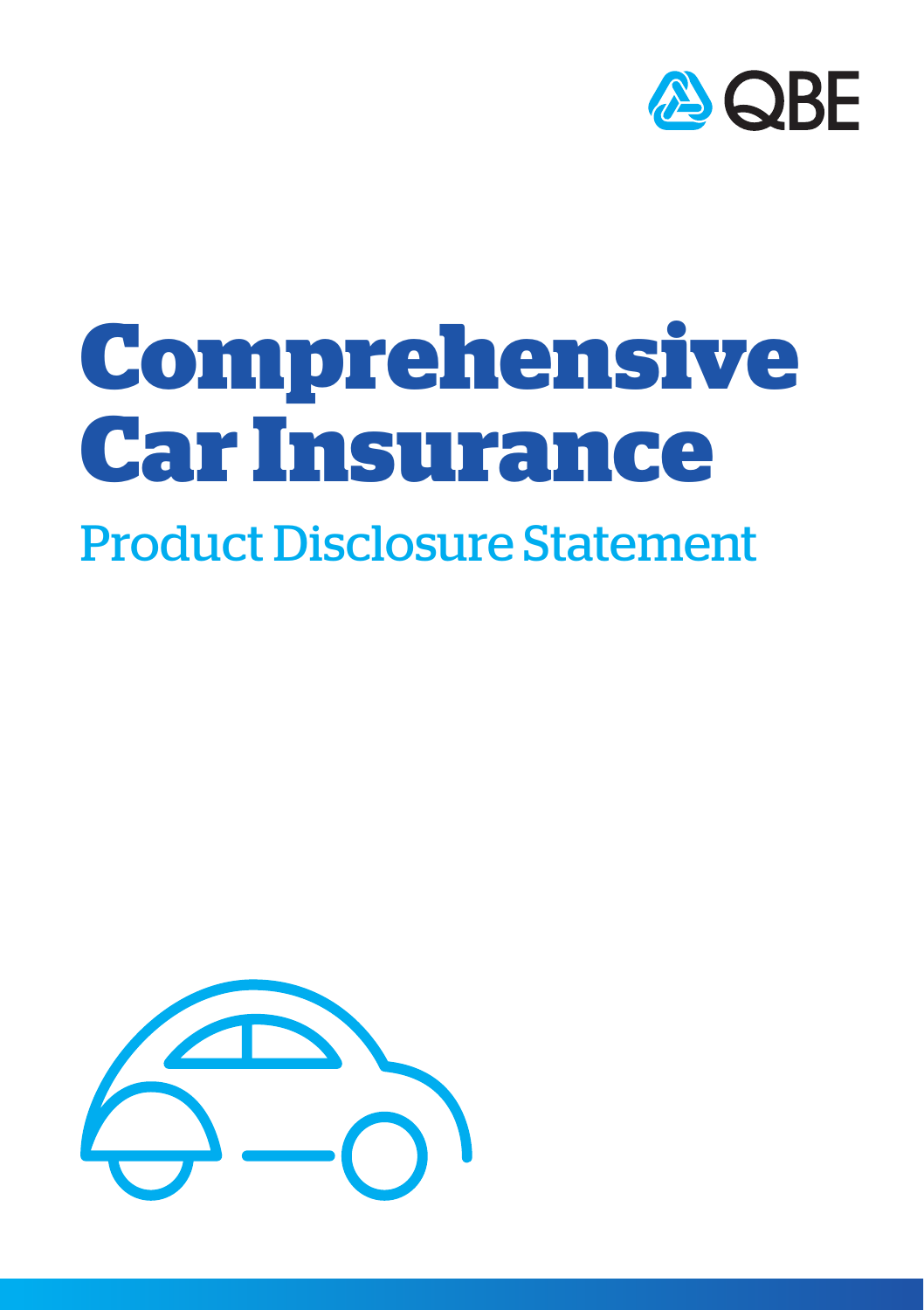QBE

# Comprehensive Car Insurance

## Product Disclosure Statement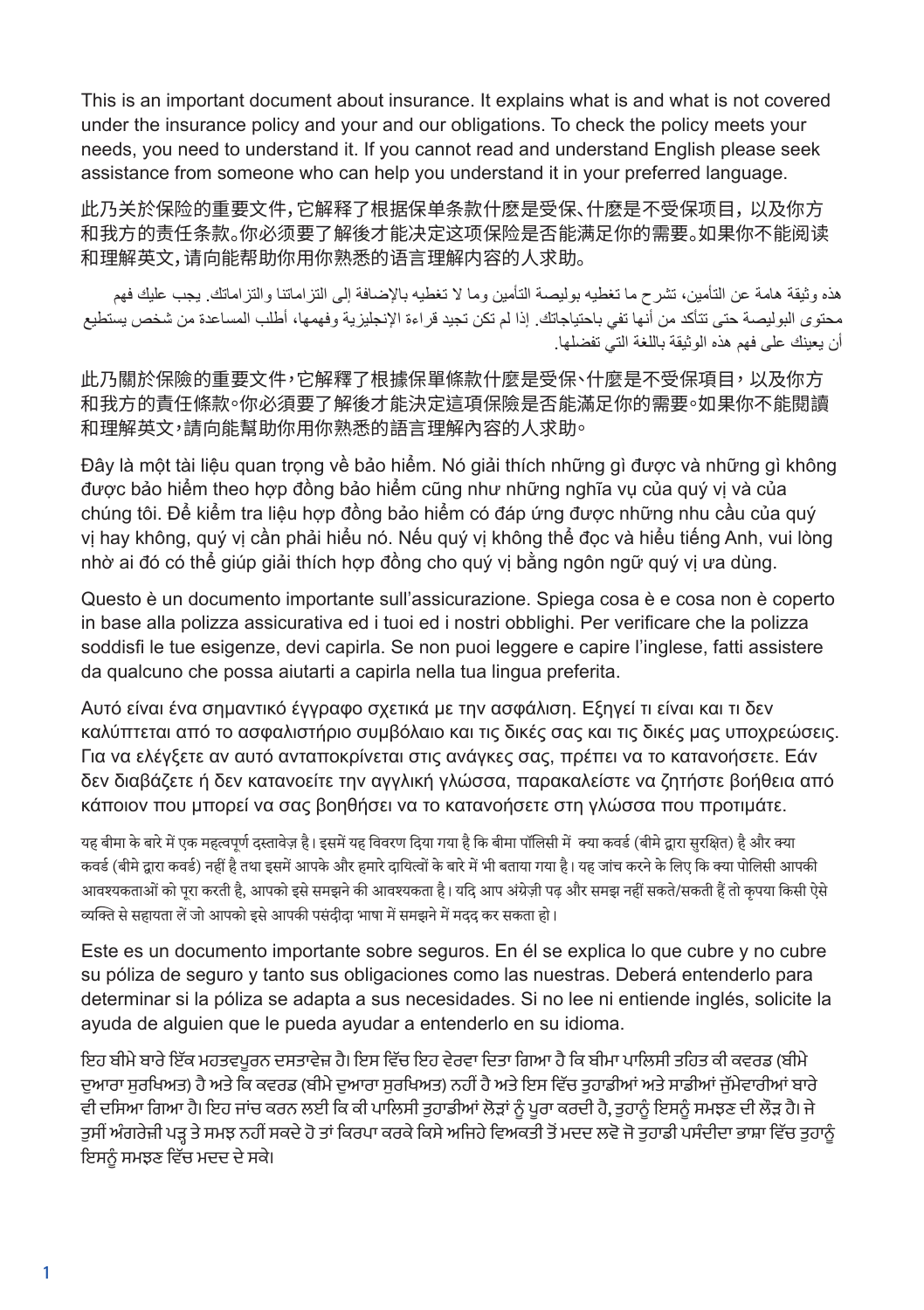This is an important document about insurance. It explains what is and what is not covered under the insurance policy and your and our obligations. To check the policy meets your needs, you need to understand it. If you cannot read and understand English please seek assistance from someone who can help you understand it in your preferred language.

此乃关於保险的重要文件，它解释了根据保单条款什麼是受保、什麼是不受保项目，以及你方和我方的责任条款。你必须要了解後才能决定这项保险是否能满足你的需要。如果你不能阅读和理解英文，请向能帮助你用你熟悉的语言理解内容的人求助。

هذه وثيقة هامة عن التأمين، تشرح ما تغطيه بوليصة التأمين وما لا تغطيه بالإضافة إلى التزاماتنا والتزاماتك. يجب عليك فهم محتوى البوليصة حتى تتأكد من أنها تفي باحتياجاتك. إذا لم تكن تجيد قراءة الإنجليزية وفهمها، أطلب المساعدة من شخص يستطيع أن يعينك على فهم هذه الوثيقة باللغة التي تفضلها.

此乃關於保險的重要文件，它解釋了根據保單條款什麼是受保、什麼是不受保項目，以及你方和我方的責任條款。你必須要了解後才能決定這項保險是否能滿足你的需要。如果你不能閱讀和理解英文，請向能幫助你用你熟悉的語言理解內容的人求助。

Đây là một tài liệu quan trọng về bảo hiểm. Nó giải thích những gì được và những gì không được bảo hiểm theo hợp đồng bảo hiểm cũng như những nghĩa vụ của quý vị và của chúng tôi. Để kiểm tra liệu hợp đồng bảo hiểm có đáp ứng được những nhu cầu của quý vị hay không, quý vị cần phải hiểu nó. Nếu quý vị không thể đọc và hiểu tiếng Anh, vui lòng nhờ ai đó có thể giúp giải thích hợp đồng cho quý vị bằng ngôn ngữ quý vị ưa dùng.

Questo è un documento importante sull'assicurazione. Spiega cosa è e cosa non è coperto in base alla polizza assicurativa ed i tuoi ed i nostri obblighi. Per verificare che la polizza soddisfi le tue esigenze, devi capirla. Se non puoi leggere e capire l'inglese, fatti assistere da qualcuno che possa aiutarti a capirla nella tua lingua preferita.

Αυτό είναι ένα σημαντικό έγγραφο σχετικά με την ασφάλιση. Εξηγεί τι είναι και τι δεν καλύπτεται από το ασφαλιστήριο συμβόλαιο και τις δικές σας και τις δικές μας υποχρεώσεις. Για να ελέγξετε αν αυτό ανταποκρίνεται στις ανάγκες σας, πρέπει να το κατανοήσετε. Εάν δεν διαβάζετε ή δεν κατανοείτε την αγγλική γλώσσα, παρακαλείστε να ζητήστε βοήθεια από κάποιον που μπορεί να σας βοηθήσει να το κατανοήσετε στη γλώσσα που προτιμάτε.

यह बीमा के बारे में एक महत्वपूर्ण दस्तावेज़ है। इसमें यह विवरण दिया गया है कि बीमा पॉलिसी में क्या कवर्ड (बीमे द्वारा सुरक्षित) है और क्या कवर्ड (बीमे द्वारा कवर्ड) नहीं है तथा इसमें आपके और हमारे दायित्वों के बारे में भी बताया गया है। यह जांच करने के लिए कि क्या पोलिसी आपकी आवश्यकताओं को पूरा करती है, आपको इसे समझने की आवश्यकता है। यदि आप अंग्रेज़ी पढ़ और समझ नहीं सकते/सकती हैं तो कृपया किसी ऐसे व्यक्ति से सहायता लें जो आपको इसे आपकी पसंदीदा भाषा में समझने में मदद कर सकता हो।

Este es un documento importante sobre seguros. En él se explica lo que cubre y no cubre su póliza de seguro y tanto sus obligaciones como las nuestras. Deberá entenderlo para determinar si la póliza se adapta a sus necesidades. Si no lee ni entiende inglés, solicite la ayuda de alguien que le pueda ayudar a entenderlo en su idioma.

ਇਹ ਬੀਮੇ ਬਾਰੇ ਇੱਕ ਮਹਤਵਪੂਰਨ ਦਸਤਾਵੇਜ਼ ਹੈ। ਇਸ ਵਿੱਚ ਇਹ ਵੇਰਵਾ ਦਿਤਾ ਗਿਆ ਹੈ ਕਿ ਬੀਮਾ ਪਾਲਿਸੀ ਤਹਿਤ ਕੀ ਕਵਰਡ (ਬੀਮੇ ਦੁਆਰਾ ਸੁਰਖਿਅਤ) ਹੈ ਅਤੇ ਕਿ ਕਵਰਡ (ਬੀਮੇ ਦੁਆਰਾ ਸੁਰਖਿਅਤ) ਨਹੀਂ ਹੈ ਅਤੇ ਇਸ ਵਿੱਚ ਤੁਹਾਡੀਆਂ ਅਤੇ ਸਾਡੀਆਂ ਜ਼ੁੱਮੇਵਾਰੀਆਂ ਬਾਰੇ ਵੀ ਦਸਿਆ ਗਿਆ ਹੈ। ਇਹ ਜਾਂਚ ਕਰਨ ਲਈ ਕਿ ਕੀ ਪਾਲਿਸੀ ਤੁਹਾਡੀਆਂ ਲੋੜਾਂ ਨੂੰ ਪੂਰਾ ਕਰਦੀ ਹੈ, ਤੁਹਾਨੂੰ ਇਸਨੂੰ ਸਮਝਣ ਦੀ ਲੋੜ ਹੈ। ਜੇ ਤੁਸੀਂ ਅੰਗਰੇਜ਼ੀ ਪੜ੍ਹ ਤੇ ਸਮਝ ਨਹੀਂ ਸਕਦੇ ਹੋ ਤਾਂ ਕਿਰਪਾ ਕਰਕੇ ਕਿਸੇ ਅਜਿਹੇ ਵਿਅਕਤੀ ਤੋਂ ਮਦਦ ਲਵੋ ਜੋ ਤੁਹਾਡੀ ਪਸੰਦੀਦਾ ਭਾਸ਼ਾ ਵਿੱਚ ਤੁਹਾਨੂੰ ਇਸਨੂੰ ਸਮਝਣ ਵਿੱਚ ਮਦਦ ਦੇ ਸਕੇ।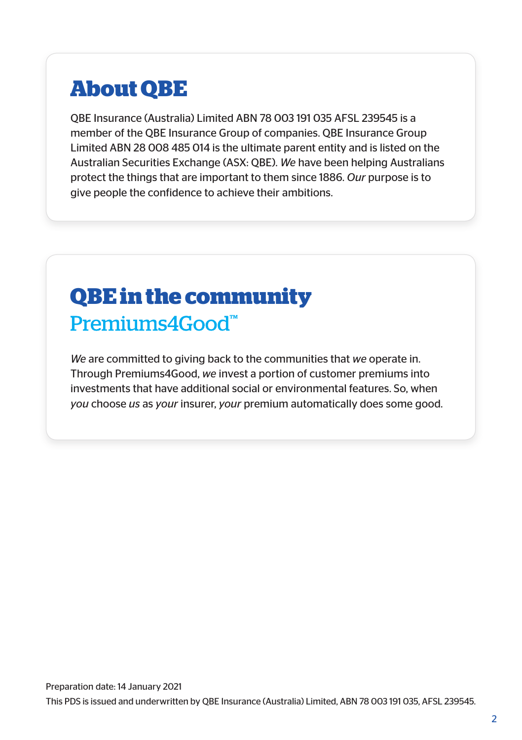## About QBE

QBE Insurance (Australia) Limited ABN 78 003 191 035 AFSL 239545 is a member of the QBE Insurance Group of companies. QBE Insurance Group Limited ABN 28 008 485 014 is the ultimate parent entity and is listed on the Australian Securities Exchange (ASX: QBE). *We* have been helping Australians protect the things that are important to them since 1886. *Our* purpose is to give people the confidence to achieve their ambitions.

## QBE in the community

### Premiums4Good™

*We* are committed to giving back to the communities that *we* operate in. Through Premiums4Good, *we* invest a portion of customer premiums into investments that have additional social or environmental features. So, when *you* choose *us* as *your* insurer, *your* premium automatically does some good.

Preparation date: 14 January 2021

This PDS is issued and underwritten by QBE Insurance (Australia) Limited, ABN 78 003 191 035, AFSL 239545.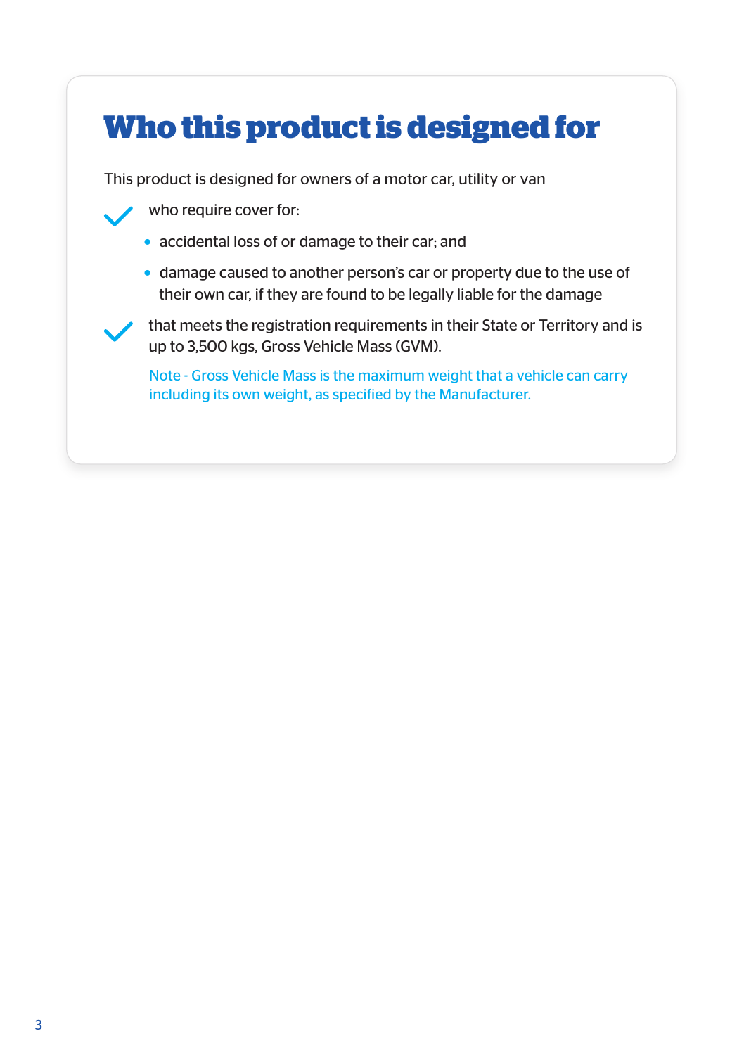# Who this product is designed for

This product is designed for owners of a motor car, utility or van

- who require cover for:
  - accidental loss of or damage to their car; and
  - damage caused to another person's car or property due to the use of their own car, if they are found to be legally liable for the damage
- that meets the registration requirements in their State or Territory and is up to 3,500 kgs, Gross Vehicle Mass (GVM).

  Note - Gross Vehicle Mass is the maximum weight that a vehicle can carry including its own weight, as specified by the Manufacturer.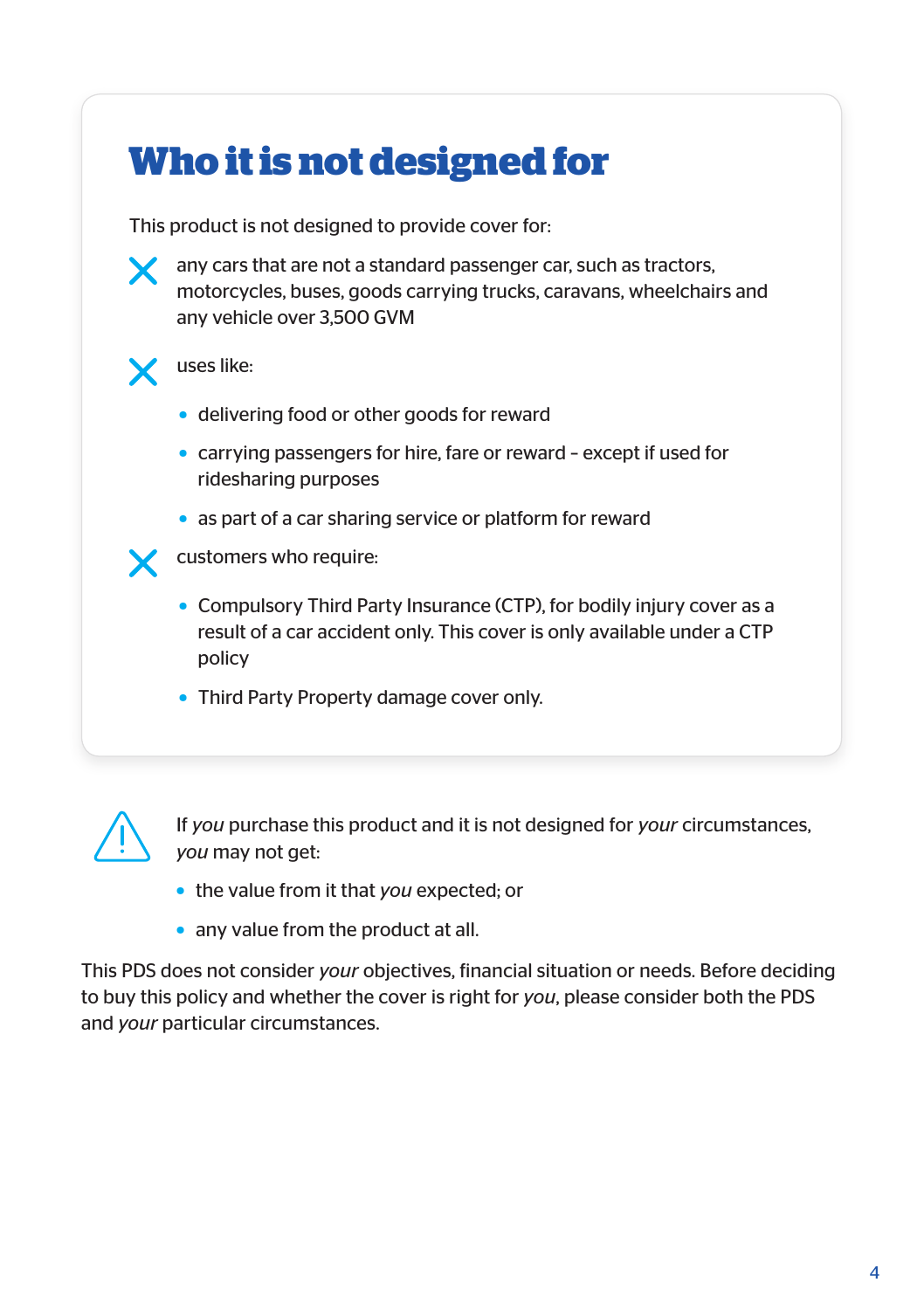## Who it is not designed for

This product is not designed to provide cover for:

- any cars that are not a standard passenger car, such as tractors, motorcycles, buses, goods carrying trucks, caravans, wheelchairs and any vehicle over 3,500 GVM
- uses like:
  - delivering food or other goods for reward
  - carrying passengers for hire, fare or reward – except if used for ridesharing purposes
  - as part of a car sharing service or platform for reward
- customers who require:
  - Compulsory Third Party Insurance (CTP), for bodily injury cover as a result of a car accident only. This cover is only available under a CTP policy
  - Third Party Property damage cover only.

If *you* purchase this product and it is not designed for *your* circumstances, *you* may not get:

- the value from it that *you* expected; or
- any value from the product at all.

This PDS does not consider *your* objectives, financial situation or needs. Before deciding to buy this policy and whether the cover is right for *you*, please consider both the PDS and *your* particular circumstances.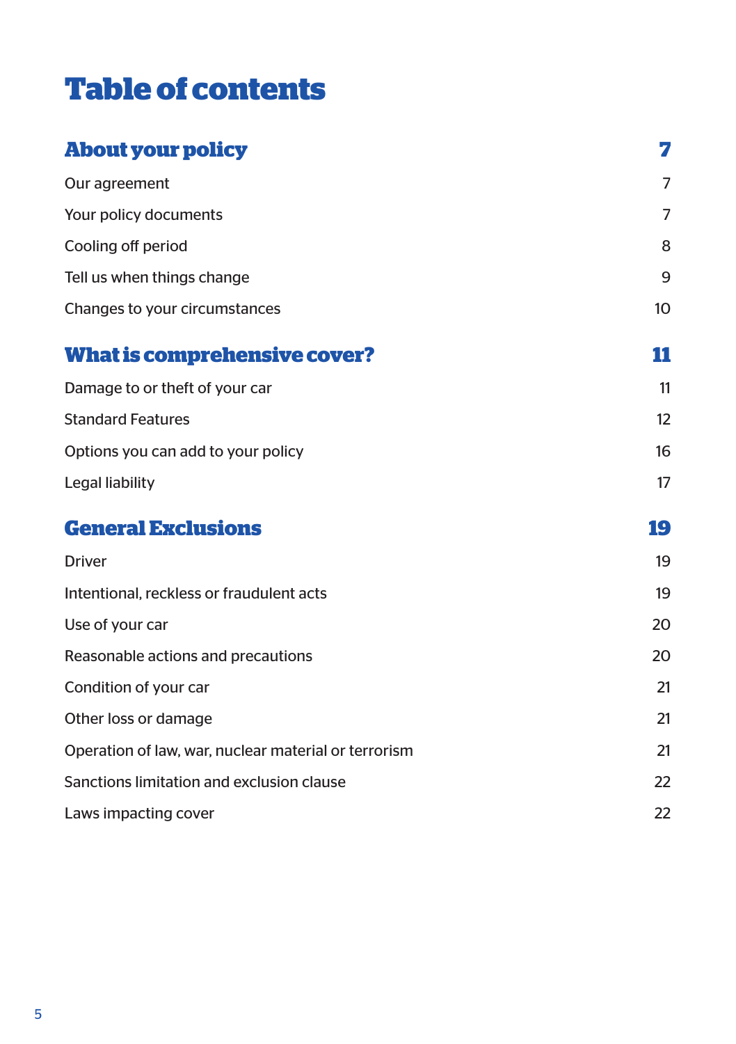# Table of contents

| | |
|---|---|
| **About your policy** | **7** |
| Our agreement | 7 |
| Your policy documents | 7 |
| Cooling off period | 8 |
| Tell us when things change | 9 |
| Changes to your circumstances | 10 |
| **What is comprehensive cover?** | **11** |
| Damage to or theft of your car | 11 |
| Standard Features | 12 |
| Options you can add to your policy | 16 |
| Legal liability | 17 |
| **General Exclusions** | **19** |
| Driver | 19 |
| Intentional, reckless or fraudulent acts | 19 |
| Use of your car | 20 |
| Reasonable actions and precautions | 20 |
| Condition of your car | 21 |
| Other loss or damage | 21 |
| Operation of law, war, nuclear material or terrorism | 21 |
| Sanctions limitation and exclusion clause | 22 |
| Laws impacting cover | 22 |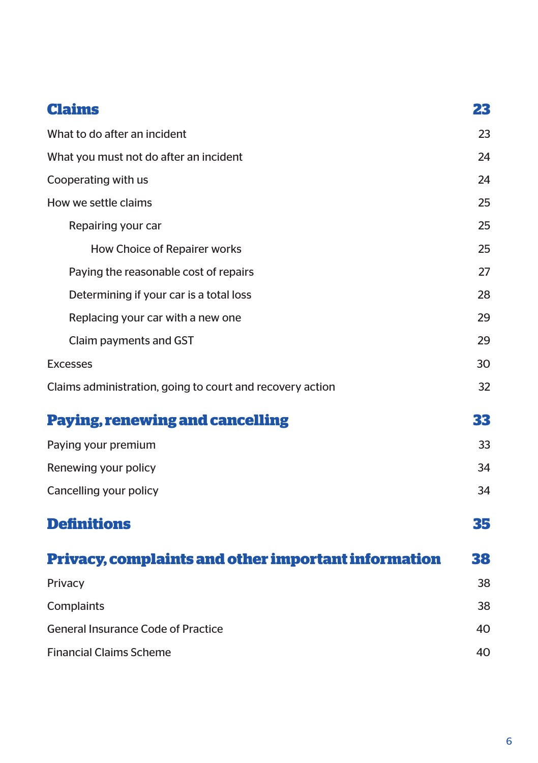| | |
|---|---|
| **Claims** | **23** |
| What to do after an incident | 23 |
| What you must not do after an incident | 24 |
| Cooperating with us | 24 |
| How we settle claims | 25 |
| Repairing your car | 25 |
| How Choice of Repairer works | 25 |
| Paying the reasonable cost of repairs | 27 |
| Determining if your car is a total loss | 28 |
| Replacing your car with a new one | 29 |
| Claim payments and GST | 29 |
| Excesses | 30 |
| Claims administration, going to court and recovery action | 32 |
| **Paying, renewing and cancelling** | **33** |
| Paying your premium | 33 |
| Renewing your policy | 34 |
| Cancelling your policy | 34 |
| **Definitions** | **35** |
| **Privacy, complaints and other important information** | **38** |
| Privacy | 38 |
| Complaints | 38 |
| General Insurance Code of Practice | 40 |
| Financial Claims Scheme | 40 |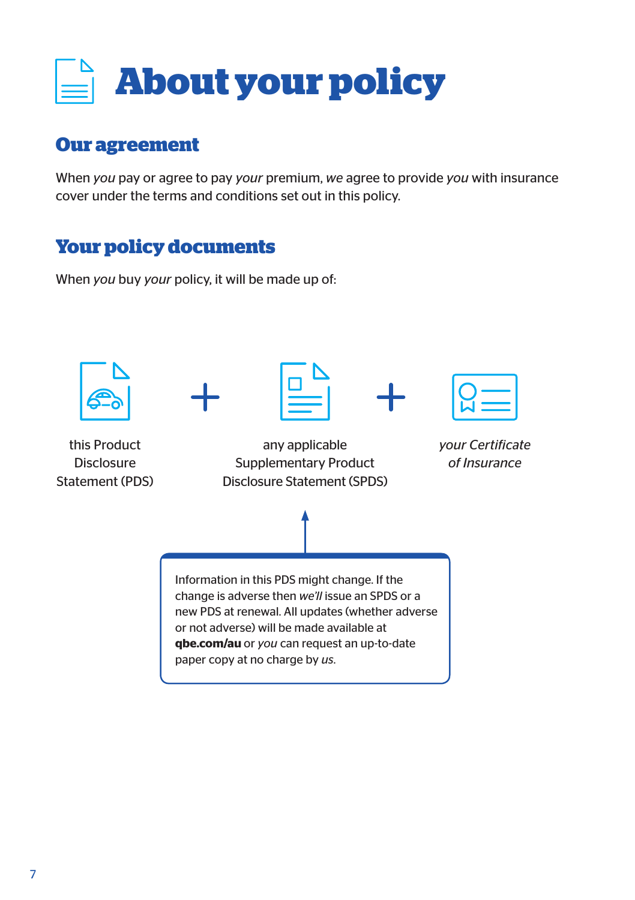# About your policy

## Our agreement

When *you* pay or agree to pay *your* premium, *we* agree to provide *you* with insurance cover under the terms and conditions set out in this policy.

## Your policy documents

When *you* buy *your* policy, it will be made up of:

this Product Disclosure Statement (PDS) + any applicable Supplementary Product Disclosure Statement (SPDS) + *your Certificate of Insurance*

Information in this PDS might change. If the change is adverse then *we'll* issue an SPDS or a new PDS at renewal. All updates (whether adverse or not adverse) will be made available at **qbe.com/au** or *you* can request an up-to-date paper copy at no charge by *us*.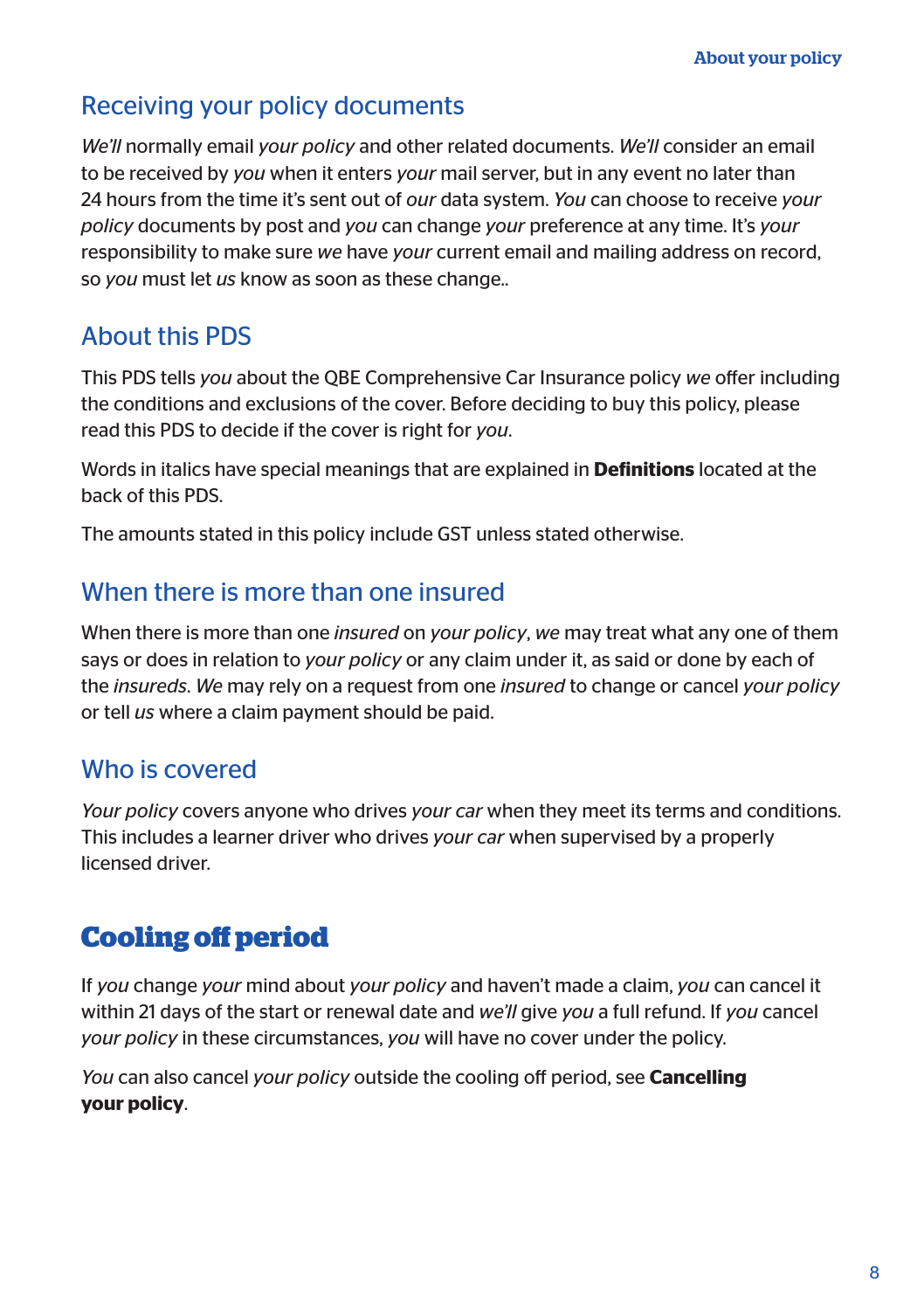## Receiving your policy documents

*We'll* normally email *your policy* and other related documents. *We'll* consider an email to be received by *you* when it enters *your* mail server, but in any event no later than 24 hours from the time it's sent out of *our* data system. *You* can choose to receive *your policy* documents by post and *you* can change *your* preference at any time. It's *your* responsibility to make sure *we* have *your* current email and mailing address on record, so *you* must let *us* know as soon as these change..

## About this PDS

This PDS tells *you* about the QBE Comprehensive Car Insurance policy *we* offer including the conditions and exclusions of the cover. Before deciding to buy this policy, please read this PDS to decide if the cover is right for *you*.

Words in italics have special meanings that are explained in **Definitions** located at the back of this PDS.

The amounts stated in this policy include GST unless stated otherwise.

## When there is more than one insured

When there is more than one *insured* on *your policy*, *we* may treat what any one of them says or does in relation to *your policy* or any claim under it, as said or done by each of the *insureds*. *We* may rely on a request from one *insured* to change or cancel *your policy* or tell *us* where a claim payment should be paid.

## Who is covered

*Your policy* covers anyone who drives *your car* when they meet its terms and conditions. This includes a learner driver who drives *your car* when supervised by a properly licensed driver.

# Cooling off period

If *you* change *your* mind about *your policy* and haven't made a claim, *you* can cancel it within 21 days of the start or renewal date and *we'll* give *you* a full refund. If *you* cancel *your policy* in these circumstances, *you* will have no cover under the policy.

*You* can also cancel *your policy* outside the cooling off period, see **Cancelling your policy**.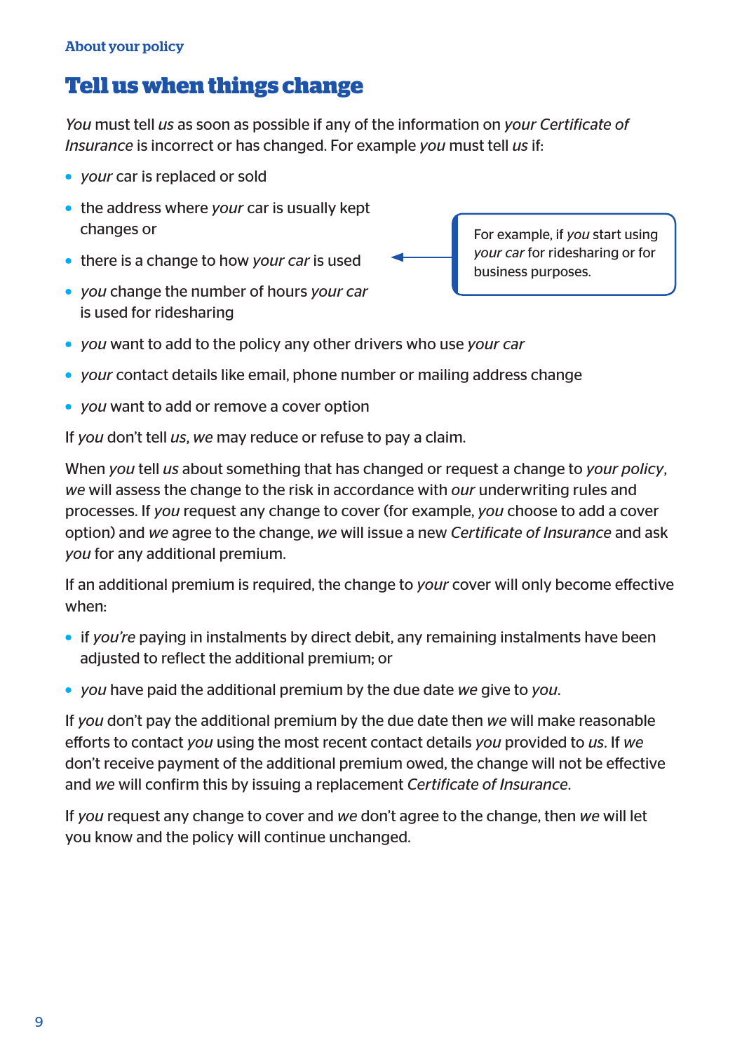About your policy

# Tell us when things change

*You* must tell *us* as soon as possible if any of the information on *your Certificate of Insurance* is incorrect or has changed. For example *you* must tell *us* if:

- *your* car is replaced or sold
- the address where *your* car is usually kept changes or
- there is a change to how *your car* is used
- *you* change the number of hours *your car* is used for ridesharing
- *you* want to add to the policy any other drivers who use *your car*
- *your* contact details like email, phone number or mailing address change
- *you* want to add or remove a cover option

> For example, if *you* start using *your car* for ridesharing or for business purposes.

If *you* don't tell *us*, *we* may reduce or refuse to pay a claim.

When *you* tell *us* about something that has changed or request a change to *your policy*, *we* will assess the change to the risk in accordance with *our* underwriting rules and processes. If *you* request any change to cover (for example, *you* choose to add a cover option) and *we* agree to the change, *we* will issue a new *Certificate of Insurance* and ask *you* for any additional premium.

If an additional premium is required, the change to *your* cover will only become effective when:

- if *you're* paying in instalments by direct debit, any remaining instalments have been adjusted to reflect the additional premium; or
- *you* have paid the additional premium by the due date *we* give to *you*.

If *you* don't pay the additional premium by the due date then *we* will make reasonable efforts to contact *you* using the most recent contact details *you* provided to *us*. If *we* don't receive payment of the additional premium owed, the change will not be effective and *we* will confirm this by issuing a replacement *Certificate of Insurance*.

If *you* request any change to cover and *we* don't agree to the change, then *we* will let you know and the policy will continue unchanged.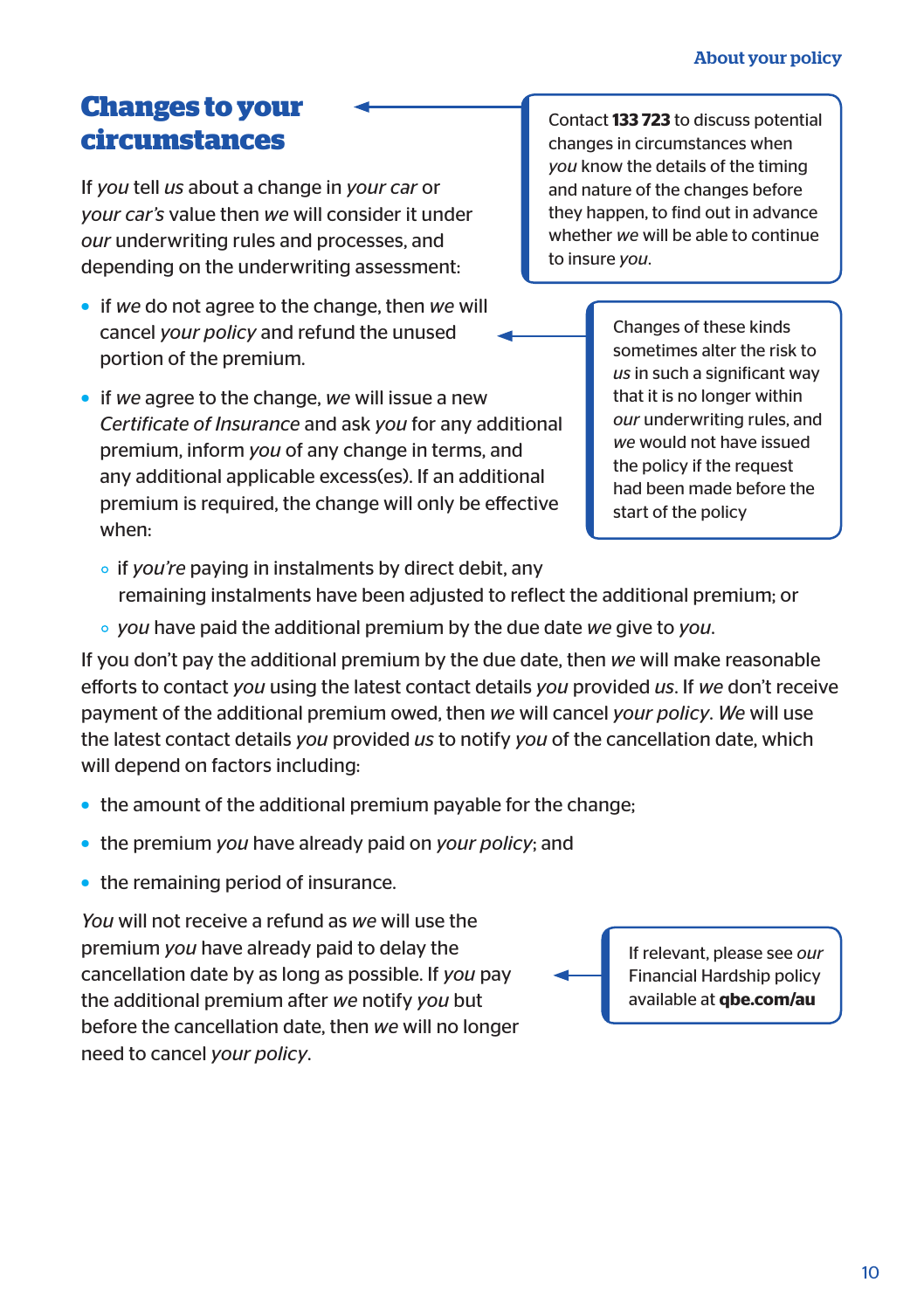## Changes to your circumstances

> Contact **133 723** to discuss potential changes in circumstances when *you* know the details of the timing and nature of the changes before they happen, to find out in advance whether *we* will be able to continue to insure *you*.

If *you* tell *us* about a change in *your car* or *your car's* value then *we* will consider it under *our* underwriting rules and processes, and depending on the underwriting assessment:

- if *we* do not agree to the change, then *we* will cancel *your policy* and refund the unused portion of the premium.

> Changes of these kinds sometimes alter the risk to *us* in such a significant way that it is no longer within *our* underwriting rules, and *we* would not have issued the policy if the request had been made before the start of the policy

- if *we* agree to the change, *we* will issue a new *Certificate of Insurance* and ask *you* for any additional premium, inform *you* of any change in terms, and any additional applicable excess(es). If an additional premium is required, the change will only be effective when:
  - if *you're* paying in instalments by direct debit, any remaining instalments have been adjusted to reflect the additional premium; or
  - *you* have paid the additional premium by the due date *we* give to *you*.

If you don't pay the additional premium by the due date, then *we* will make reasonable efforts to contact *you* using the latest contact details *you* provided *us*. If *we* don't receive payment of the additional premium owed, then *we* will cancel *your policy*. *We* will use the latest contact details *you* provided *us* to notify *you* of the cancellation date, which will depend on factors including:

- the amount of the additional premium payable for the change;
- the premium *you* have already paid on *your policy*; and
- the remaining period of insurance.

*You* will not receive a refund as *we* will use the premium *you* have already paid to delay the cancellation date by as long as possible. If *you* pay the additional premium after *we* notify *you* but before the cancellation date, then *we* will no longer need to cancel *your policy*.

> If relevant, please see *our* Financial Hardship policy available at **qbe.com/au**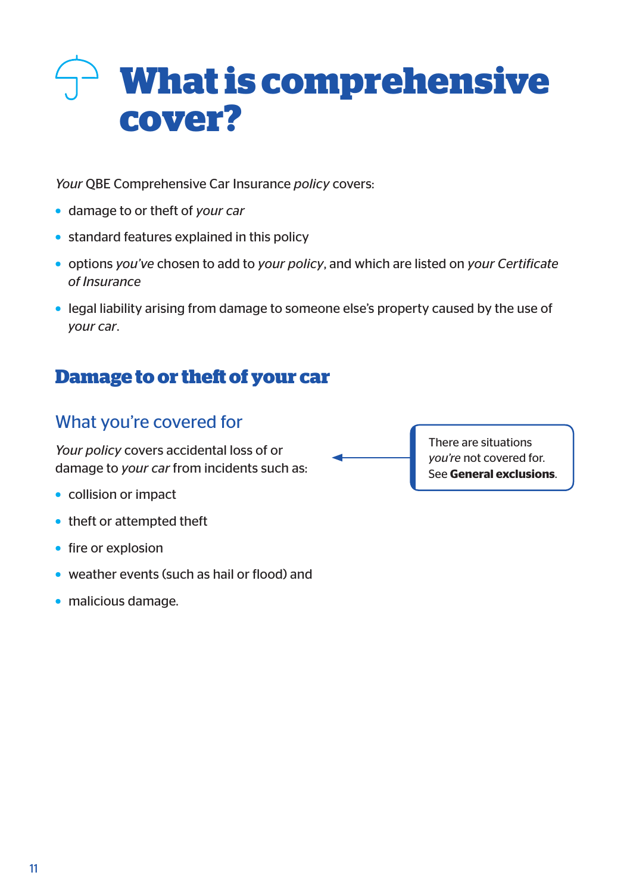# What is comprehensive cover?

*Your* QBE Comprehensive Car Insurance *policy* covers:

- damage to or theft of *your car*
- standard features explained in this policy
- options *you've* chosen to add to *your policy*, and which are listed on *your Certificate of Insurance*
- legal liability arising from damage to someone else's property caused by the use of *your car*.

## Damage to or theft of your car

### What you're covered for

*Your policy* covers accidental loss of or damage to *your car* from incidents such as:

- collision or impact
- theft or attempted theft
- fire or explosion
- weather events (such as hail or flood) and
- malicious damage.

There are situations *you're* not covered for. See **General exclusions**.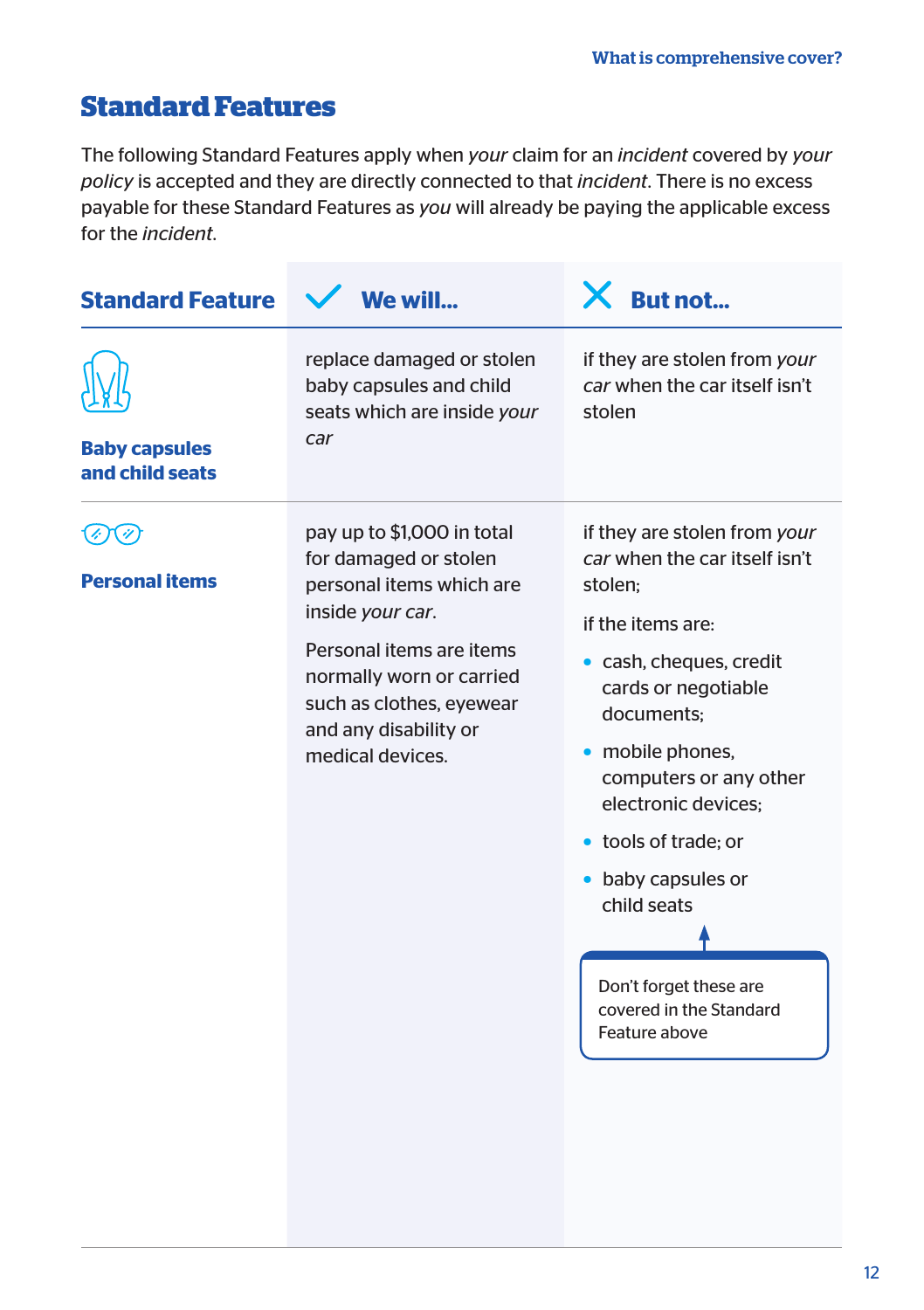# Standard Features

The following Standard Features apply when *your* claim for an *incident* covered by *your policy* is accepted and they are directly connected to that *incident*. There is no excess payable for these Standard Features as *you* will already be paying the applicable excess for the *incident*.

| Standard Feature | We will... | But not... |
|---|---|---|
| **Baby capsules and child seats** | replace damaged or stolen baby capsules and child seats which are inside *your car* | if they are stolen from *your car* when the car itself isn't stolen |
| **Personal items** | pay up to $1,000 in total for damaged or stolen personal items which are inside *your car*.<br><br>Personal items are items normally worn or carried such as clothes, eyewear and any disability or medical devices. | if they are stolen from *your car* when the car itself isn't stolen;<br><br>if the items are:<br>• cash, cheques, credit cards or negotiable documents;<br>• mobile phones, computers or any other electronic devices;<br>• tools of trade; or<br>• baby capsules or child seats<br><br>Don't forget these are covered in the Standard Feature above |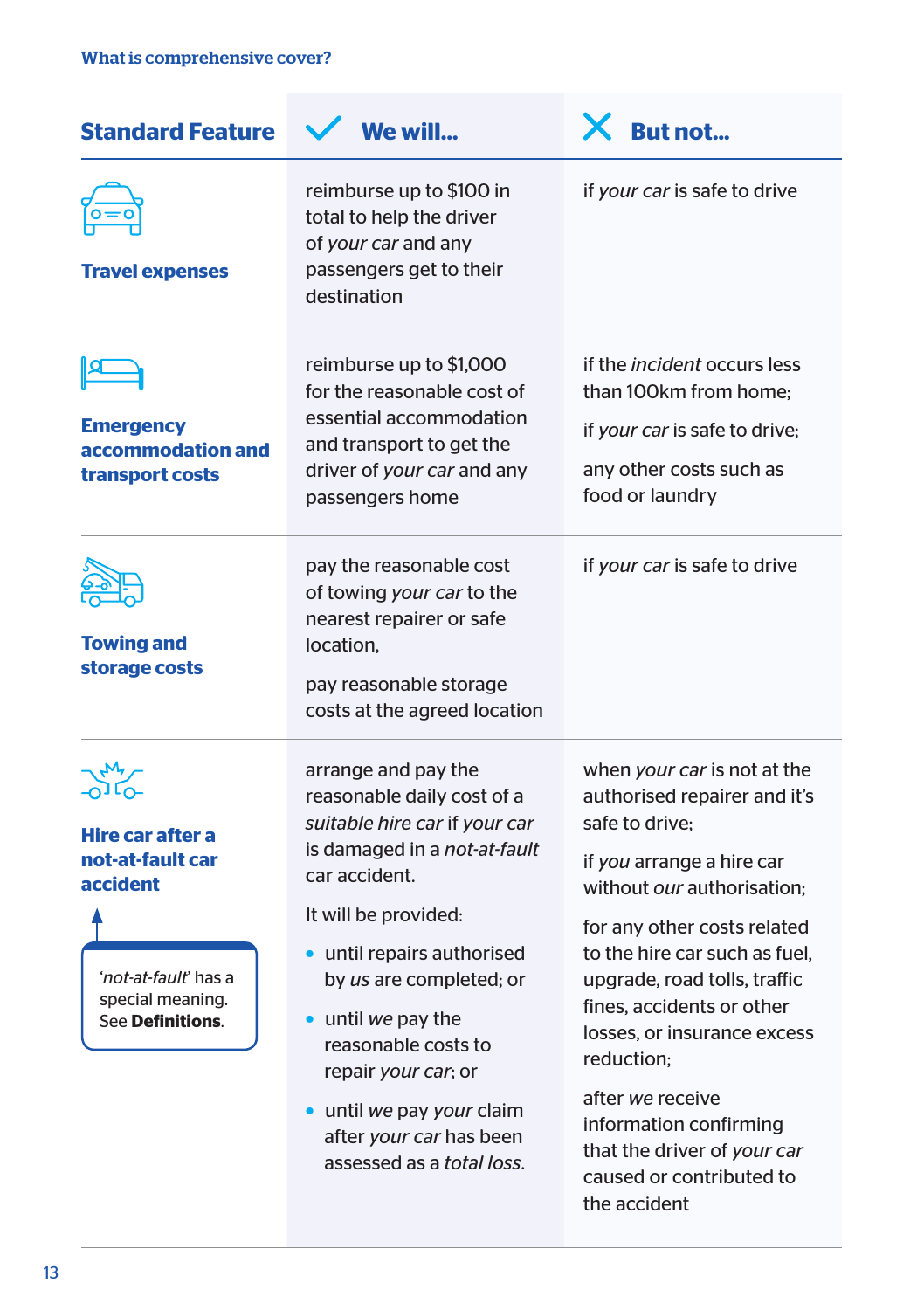What is comprehensive cover?

| Standard Feature | We will... | But not... |
|---|---|---|
| **Travel expenses** | reimburse up to $100 in total to help the driver of *your car* and any passengers get to their destination | if *your car* is safe to drive |
| **Emergency accommodation and transport costs** | reimburse up to $1,000 for the reasonable cost of essential accommodation and transport to get the driver of *your car* and any passengers home | if the *incident* occurs less than 100km from home;<br><br>if *your car* is safe to drive;<br><br>any other costs such as food or laundry |
| **Towing and storage costs** | pay the reasonable cost of towing *your car* to the nearest repairer or safe location,<br><br>pay reasonable storage costs at the agreed location | if *your car* is safe to drive |
| **Hire car after a not-at-fault car accident**<br><br>'*not-at-fault*' has a special meaning. See **Definitions**. | arrange and pay the reasonable daily cost of a *suitable hire car* if *your car* is damaged in a *not-at-fault* car accident.<br><br>It will be provided:<br><br>• until repairs authorised by *us* are completed; or<br><br>• until *we* pay the reasonable costs to repair *your car*; or<br><br>• until *we* pay *your* claim after *your car* has been assessed as a *total loss*. | when *your car* is not at the authorised repairer and it's safe to drive;<br><br>if *you* arrange a hire car without *our* authorisation;<br><br>for any other costs related to the hire car such as fuel, upgrade, road tolls, traffic fines, accidents or other losses, or insurance excess reduction;<br><br>after *we* receive information confirming that the driver of *your car* caused or contributed to the accident |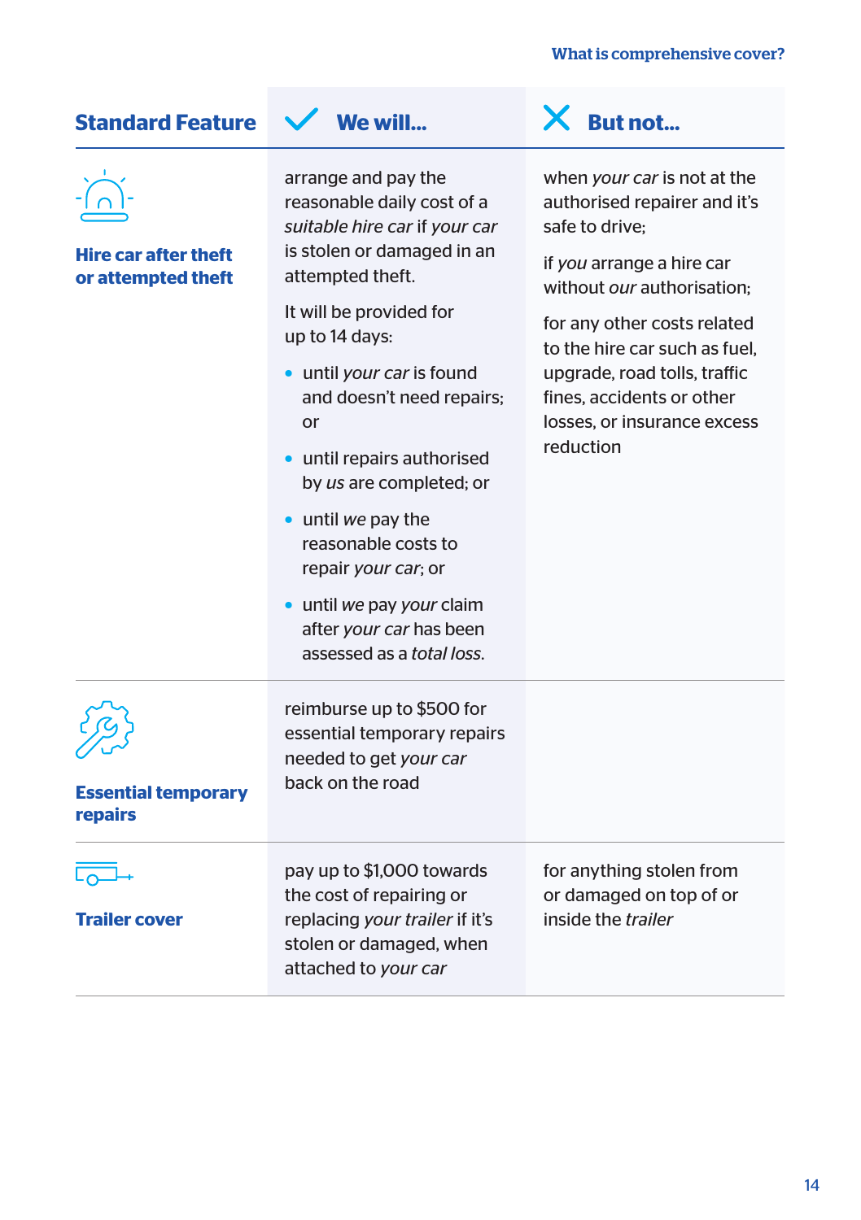| Standard Feature | We will... | But not... |
|---|---|---|
| **Hire car after theft or attempted theft** | arrange and pay the reasonable daily cost of a *suitable hire car* if *your car* is stolen or damaged in an attempted theft.<br><br>It will be provided for up to 14 days:<br><br>• until *your car* is found and doesn't need repairs; or<br>• until repairs authorised by *us* are completed; or<br>• until *we* pay the reasonable costs to repair *your car*; or<br>• until *we* pay *your* claim after *your car* has been assessed as a *total loss*. | when *your car* is not at the authorised repairer and it's safe to drive;<br><br>if *you* arrange a hire car without *our* authorisation;<br><br>for any other costs related to the hire car such as fuel, upgrade, road tolls, traffic fines, accidents or other losses, or insurance excess reduction |
| **Essential temporary repairs** | reimburse up to $500 for essential temporary repairs needed to get *your car* back on the road | |
| **Trailer cover** | pay up to $1,000 towards the cost of repairing or replacing *your trailer* if it's stolen or damaged, when attached to *your car* | for anything stolen from or damaged on top of or inside the *trailer* |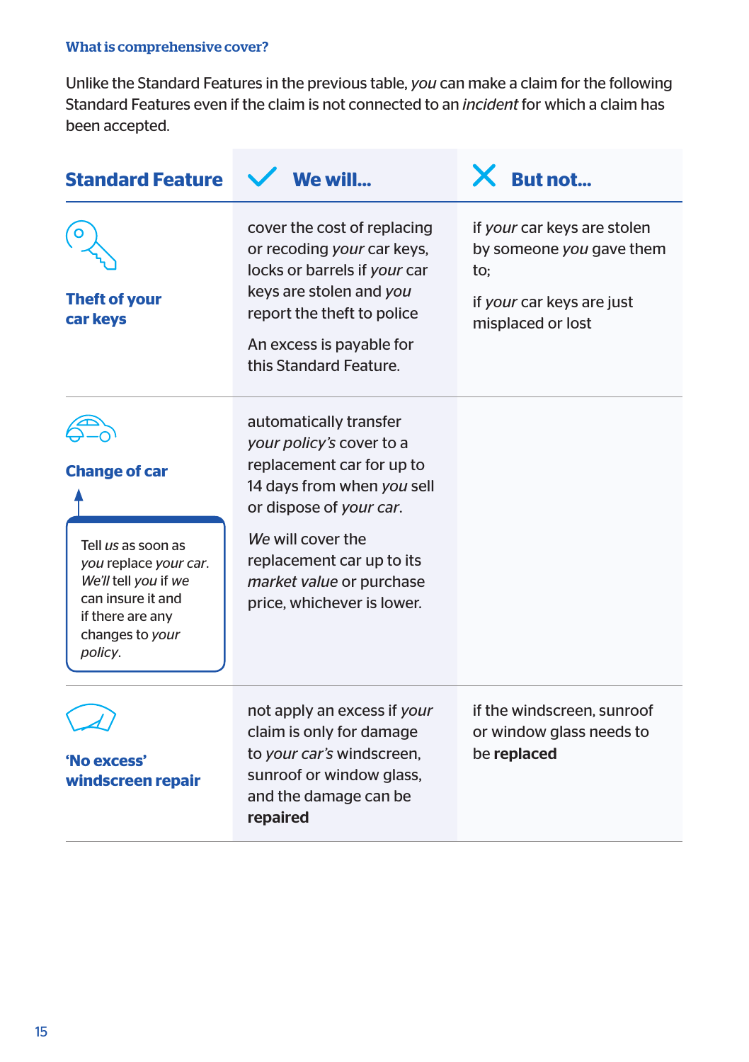### What is comprehensive cover?

Unlike the Standard Features in the previous table, *you* can make a claim for the following Standard Features even if the claim is not connected to an *incident* for which a claim has been accepted.

| Standard Feature | We will... | But not... |
|---|---|---|
| **Theft of your car keys** | cover the cost of replacing or recoding *your* car keys, locks or barrels if *your* car keys are stolen and *you* report the theft to police<br><br>An excess is payable for this Standard Feature. | if *your* car keys are stolen by someone *you* gave them to;<br><br>if *your* car keys are just misplaced or lost |
| **Change of car**<br><br>Tell *us* as soon as *you* replace *your car*. *We'll* tell *you* if *we* can insure it and if there are any changes to *your policy*. | automatically transfer *your policy's* cover to a replacement car for up to 14 days from when *you* sell or dispose of *your car*.<br><br>*We* will cover the replacement car up to its *market value* or purchase price, whichever is lower. | |
| **'No excess' windscreen repair** | not apply an excess if *your* claim is only for damage to *your car's* windscreen, sunroof or window glass, and the damage can be **repaired** | if the windscreen, sunroof or window glass needs to be **replaced** |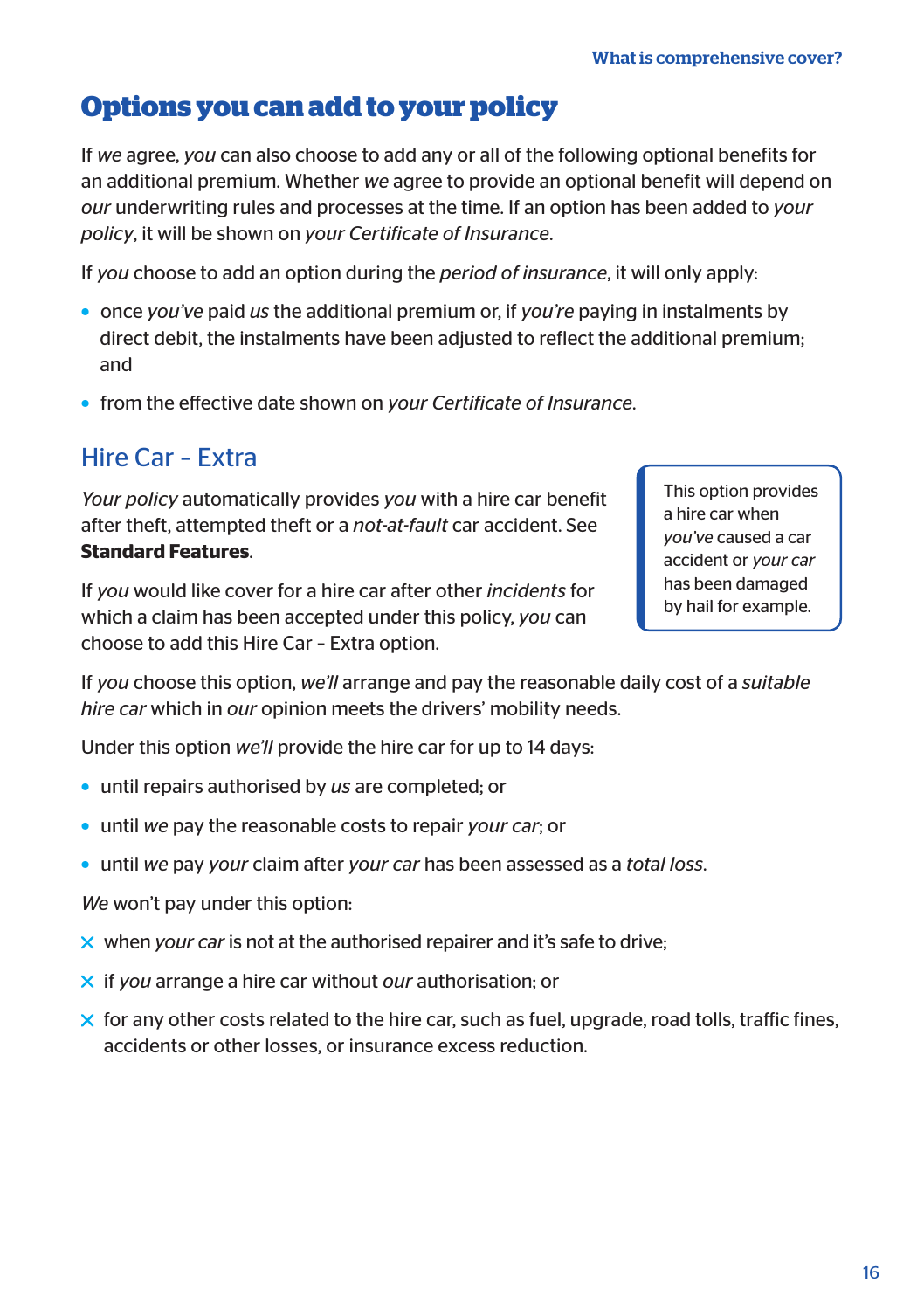# Options you can add to your policy

If *we* agree, *you* can also choose to add any or all of the following optional benefits for an additional premium. Whether *we* agree to provide an optional benefit will depend on *our* underwriting rules and processes at the time. If an option has been added to *your policy*, it will be shown on *your Certificate of Insurance*.

If *you* choose to add an option during the *period of insurance*, it will only apply:

- once *you've* paid *us* the additional premium or, if *you're* paying in instalments by direct debit, the instalments have been adjusted to reflect the additional premium; and
- from the effective date shown on *your Certificate of Insurance*.

## Hire Car - Extra

*Your policy* automatically provides *you* with a hire car benefit after theft, attempted theft or a *not-at-fault* car accident. See **Standard Features**.

If *you* would like cover for a hire car after other *incidents* for which a claim has been accepted under this policy, *you* can choose to add this Hire Car - Extra option.

> This option provides a hire car when *you've* caused a car accident or *your car* has been damaged by hail for example.

If *you* choose this option, *we'll* arrange and pay the reasonable daily cost of a *suitable hire car* which in *our* opinion meets the drivers' mobility needs.

Under this option *we'll* provide the hire car for up to 14 days:

- until repairs authorised by *us* are completed; or
- until *we* pay the reasonable costs to repair *your car*; or
- until *we* pay *your* claim after *your car* has been assessed as a *total loss*.

*We* won't pay under this option:

- ✕ when *your car* is not at the authorised repairer and it's safe to drive;
- ✕ if *you* arrange a hire car without *our* authorisation; or
- ✕ for any other costs related to the hire car, such as fuel, upgrade, road tolls, traffic fines, accidents or other losses, or insurance excess reduction.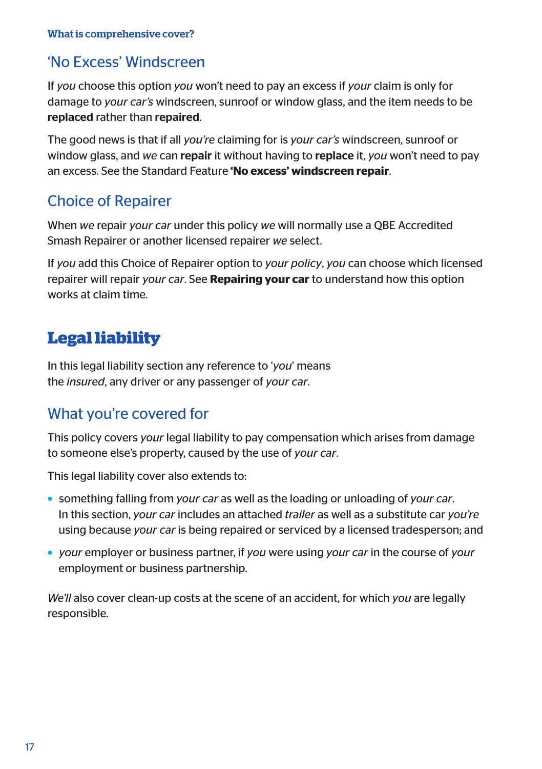## 'No Excess' Windscreen

If *you* choose this option *you* won't need to pay an excess if *your* claim is only for damage to *your car's* windscreen, sunroof or window glass, and the item needs to be **replaced** rather than **repaired**.

The good news is that if all *you're* claiming for is *your car's* windscreen, sunroof or window glass, and *we* can **repair** it without having to **replace** it, *you* won't need to pay an excess. See the Standard Feature **'No excess' windscreen repair**.

## Choice of Repairer

When *we* repair *your car* under this policy *we* will normally use a QBE Accredited Smash Repairer or another licensed repairer *we* select.

If *you* add this Choice of Repairer option to *your policy*, *you* can choose which licensed repairer will repair *your car*. See **Repairing your car** to understand how this option works at claim time.

# Legal liability

In this legal liability section any reference to '*you*' means the *insured*, any driver or any passenger of *your car*.

## What you're covered for

This policy covers *your* legal liability to pay compensation which arises from damage to someone else's property, caused by the use of *your car*.

This legal liability cover also extends to:

- something falling from *your car* as well as the loading or unloading of *your car*. In this section, *your car* includes an attached *trailer* as well as a substitute car *you're* using because *your car* is being repaired or serviced by a licensed tradesperson; and
- *your* employer or business partner, if *you* were using *your car* in the course of *your* employment or business partnership.

*We'll* also cover clean-up costs at the scene of an accident, for which *you* are legally responsible.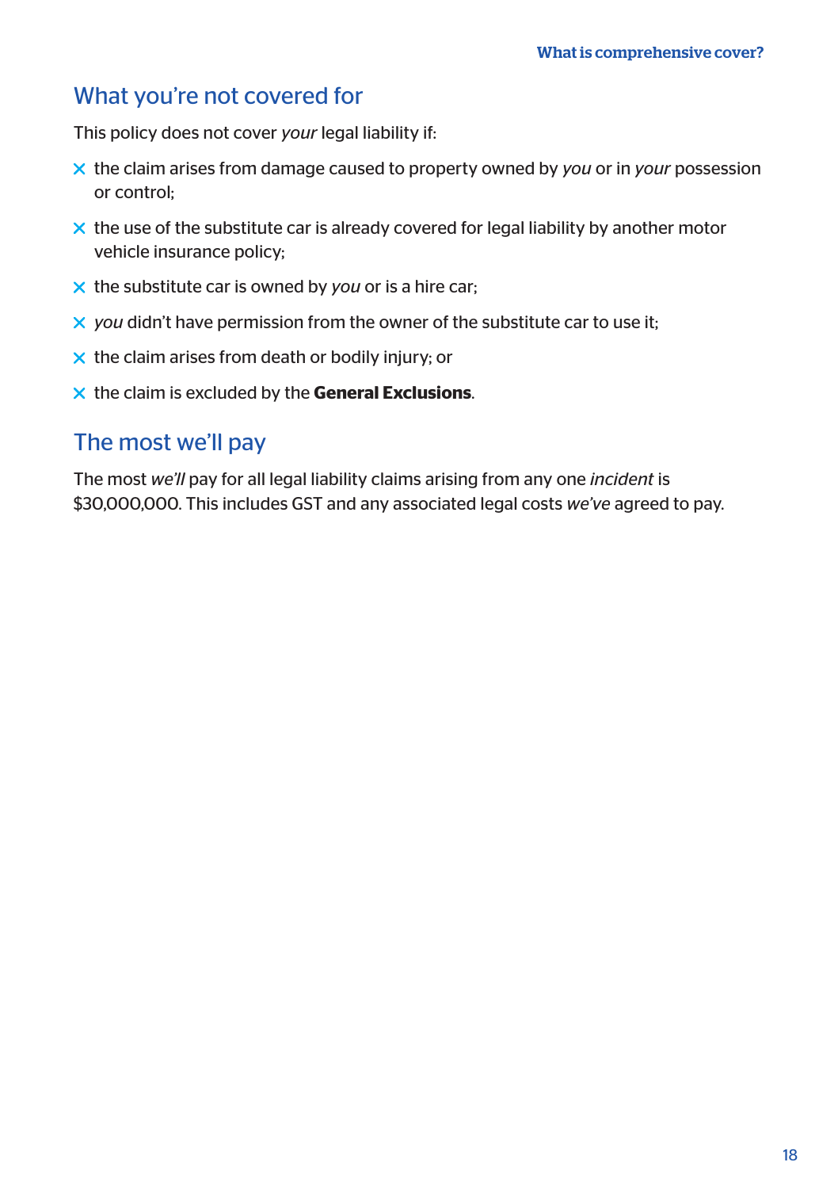## What you're not covered for

This policy does not cover *your* legal liability if:

- the claim arises from damage caused to property owned by *you* or in *your* possession or control;
- the use of the substitute car is already covered for legal liability by another motor vehicle insurance policy;
- the substitute car is owned by *you* or is a hire car;
- *you* didn't have permission from the owner of the substitute car to use it;
- the claim arises from death or bodily injury; or
- the claim is excluded by the **General Exclusions**.

## The most we'll pay

The most *we'll* pay for all legal liability claims arising from any one *incident* is $30,000,000. This includes GST and any associated legal costs *we've* agreed to pay.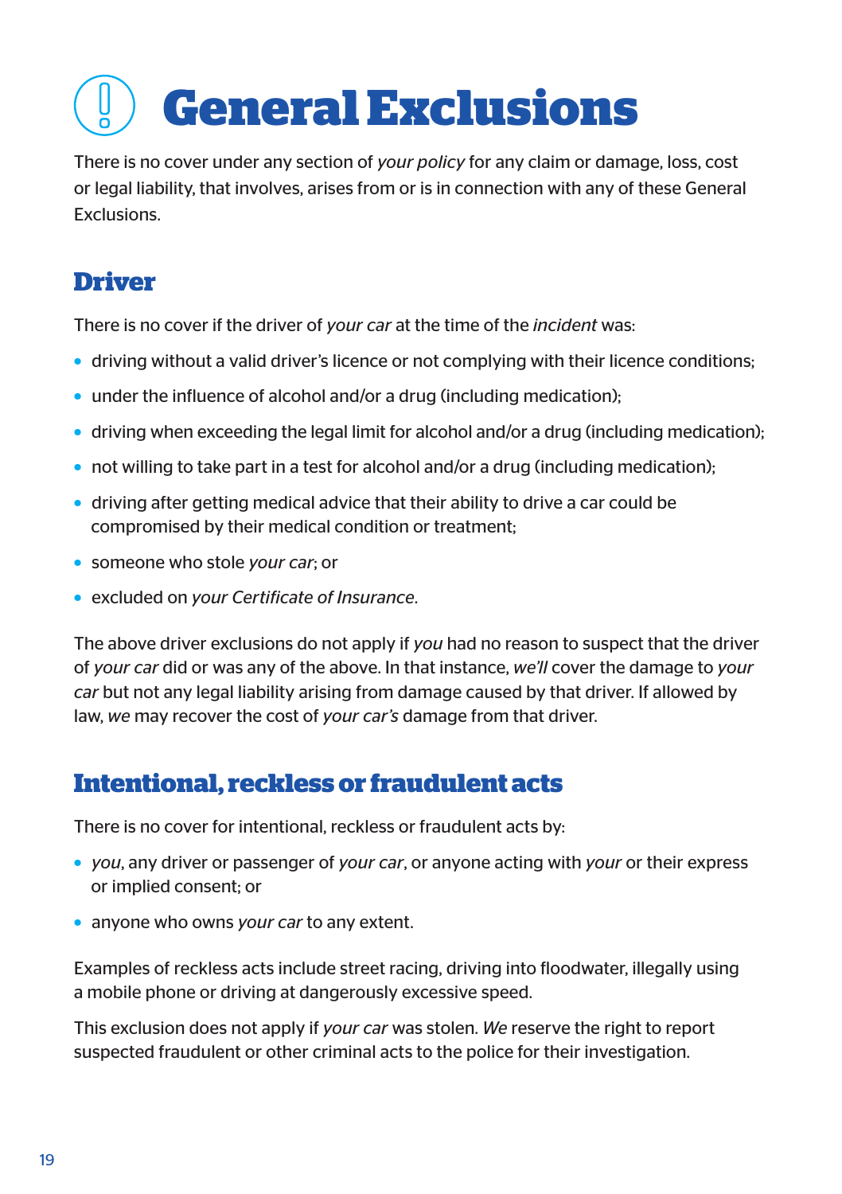# General Exclusions

There is no cover under any section of *your policy* for any claim or damage, loss, cost or legal liability, that involves, arises from or is in connection with any of these General Exclusions.

## Driver

There is no cover if the driver of *your car* at the time of the *incident* was:

- driving without a valid driver's licence or not complying with their licence conditions;
- under the influence of alcohol and/or a drug (including medication);
- driving when exceeding the legal limit for alcohol and/or a drug (including medication);
- not willing to take part in a test for alcohol and/or a drug (including medication);
- driving after getting medical advice that their ability to drive a car could be compromised by their medical condition or treatment;
- someone who stole *your car*; or
- excluded on *your Certificate of Insurance*.

The above driver exclusions do not apply if *you* had no reason to suspect that the driver of *your car* did or was any of the above. In that instance, *we'll* cover the damage to *your car* but not any legal liability arising from damage caused by that driver. If allowed by law, *we* may recover the cost of *your car's* damage from that driver.

## Intentional, reckless or fraudulent acts

There is no cover for intentional, reckless or fraudulent acts by:

- *you*, any driver or passenger of *your car*, or anyone acting with *your* or their express or implied consent; or
- anyone who owns *your car* to any extent.

Examples of reckless acts include street racing, driving into floodwater, illegally using a mobile phone or driving at dangerously excessive speed.

This exclusion does not apply if *your car* was stolen. *We* reserve the right to report suspected fraudulent or other criminal acts to the police for their investigation.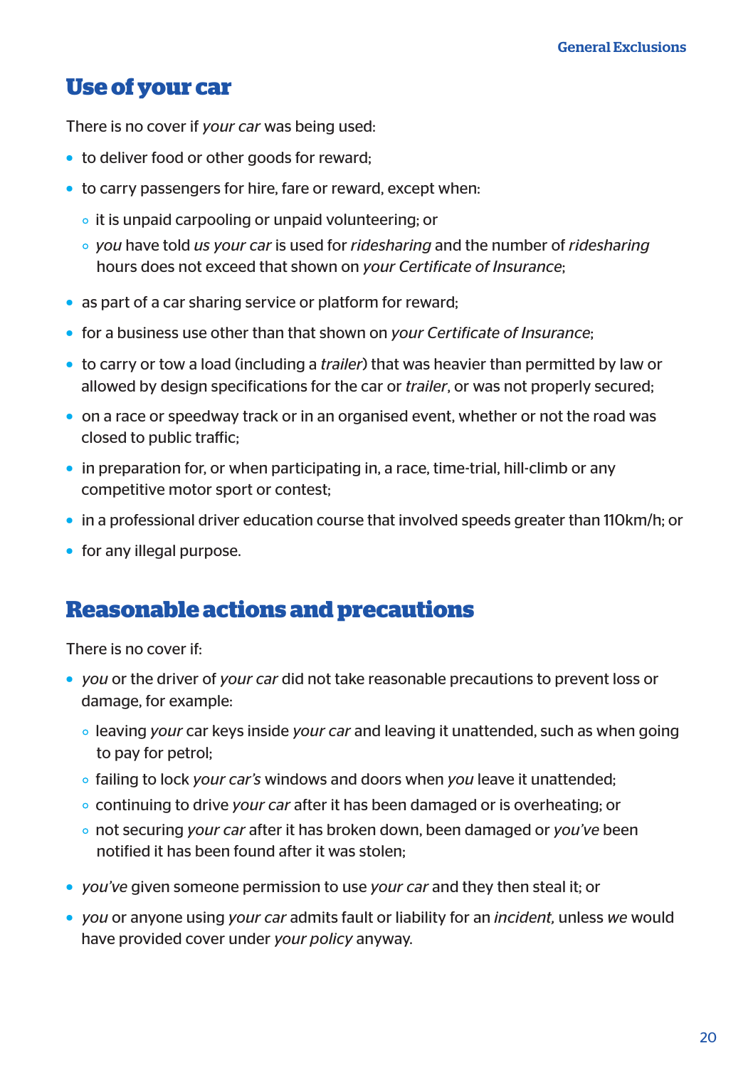## Use of your car

There is no cover if *your car* was being used:

- to deliver food or other goods for reward;
- to carry passengers for hire, fare or reward, except when:
  - it is unpaid carpooling or unpaid volunteering; or
  - *you* have told *us your car* is used for *ridesharing* and the number of *ridesharing* hours does not exceed that shown on *your Certificate of Insurance*;
- as part of a car sharing service or platform for reward;
- for a business use other than that shown on *your Certificate of Insurance*;
- to carry or tow a load (including a *trailer*) that was heavier than permitted by law or allowed by design specifications for the car or *trailer*, or was not properly secured;
- on a race or speedway track or in an organised event, whether or not the road was closed to public traffic;
- in preparation for, or when participating in, a race, time-trial, hill-climb or any competitive motor sport or contest;
- in a professional driver education course that involved speeds greater than 110km/h; or
- for any illegal purpose.

## Reasonable actions and precautions

There is no cover if:

- *you* or the driver of *your car* did not take reasonable precautions to prevent loss or damage, for example:
  - leaving *your* car keys inside *your car* and leaving it unattended, such as when going to pay for petrol;
  - failing to lock *your car's* windows and doors when *you* leave it unattended;
  - continuing to drive *your car* after it has been damaged or is overheating; or
  - not securing *your car* after it has broken down, been damaged or *you've* been notified it has been found after it was stolen;
- *you've* given someone permission to use *your car* and they then steal it; or
- *you* or anyone using *your car* admits fault or liability for an *incident,* unless *we* would have provided cover under *your policy* anyway.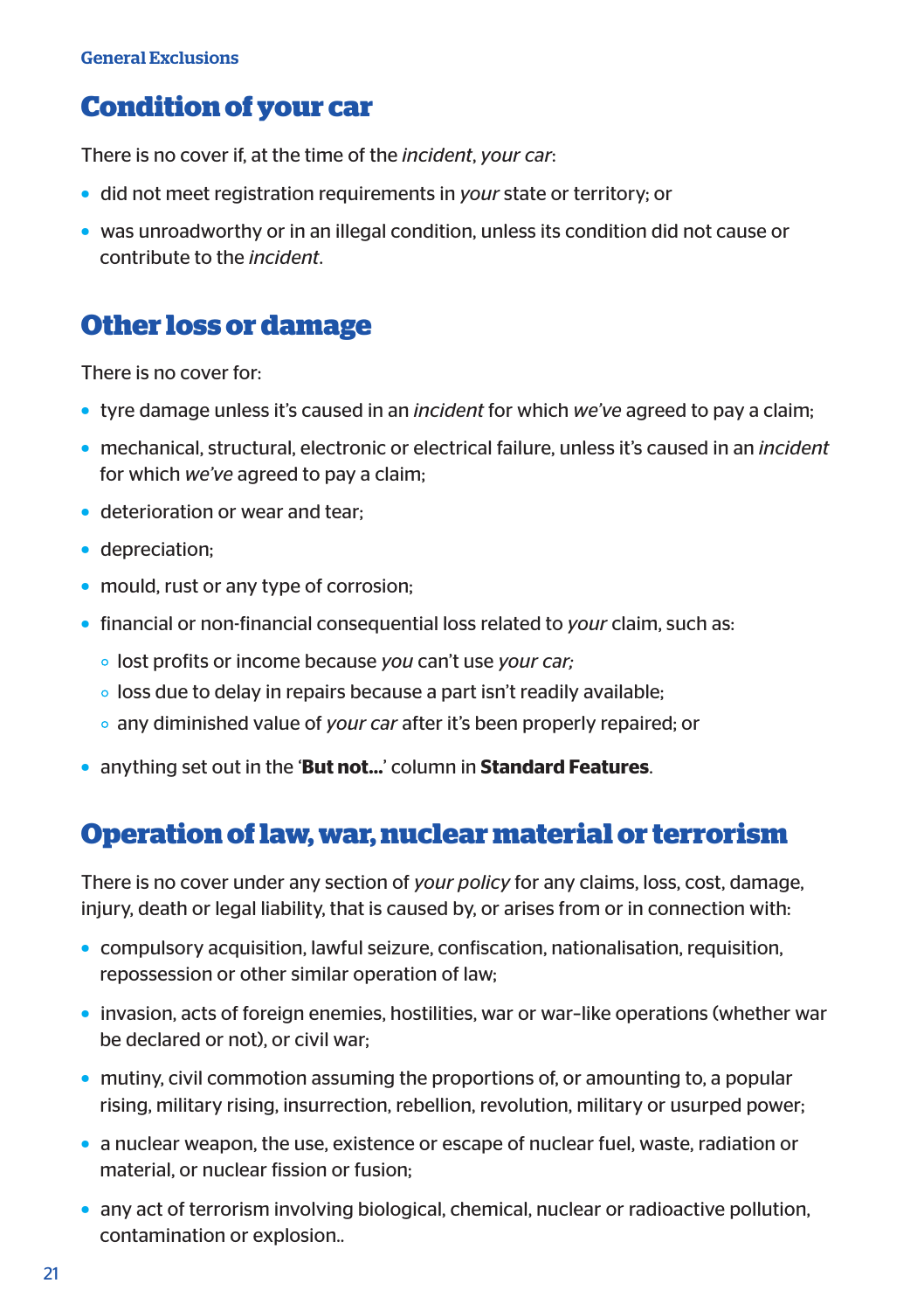General Exclusions

## Condition of your car

There is no cover if, at the time of the *incident*, *your car*:

- did not meet registration requirements in *your* state or territory; or
- was unroadworthy or in an illegal condition, unless its condition did not cause or contribute to the *incident*.

## Other loss or damage

There is no cover for:

- tyre damage unless it's caused in an *incident* for which *we've* agreed to pay a claim;
- mechanical, structural, electronic or electrical failure, unless it's caused in an *incident* for which *we've* agreed to pay a claim;
- deterioration or wear and tear;
- depreciation;
- mould, rust or any type of corrosion;
- financial or non-financial consequential loss related to *your* claim, such as:
  - lost profits or income because *you* can't use *your car;*
  - loss due to delay in repairs because a part isn't readily available;
  - any diminished value of *your car* after it's been properly repaired; or
- anything set out in the '**But not...**' column in **Standard Features**.

## Operation of law, war, nuclear material or terrorism

There is no cover under any section of *your policy* for any claims, loss, cost, damage, injury, death or legal liability, that is caused by, or arises from or in connection with:

- compulsory acquisition, lawful seizure, confiscation, nationalisation, requisition, repossession or other similar operation of law;
- invasion, acts of foreign enemies, hostilities, war or war-like operations (whether war be declared or not), or civil war;
- mutiny, civil commotion assuming the proportions of, or amounting to, a popular rising, military rising, insurrection, rebellion, revolution, military or usurped power;
- a nuclear weapon, the use, existence or escape of nuclear fuel, waste, radiation or material, or nuclear fission or fusion;
- any act of terrorism involving biological, chemical, nuclear or radioactive pollution, contamination or explosion..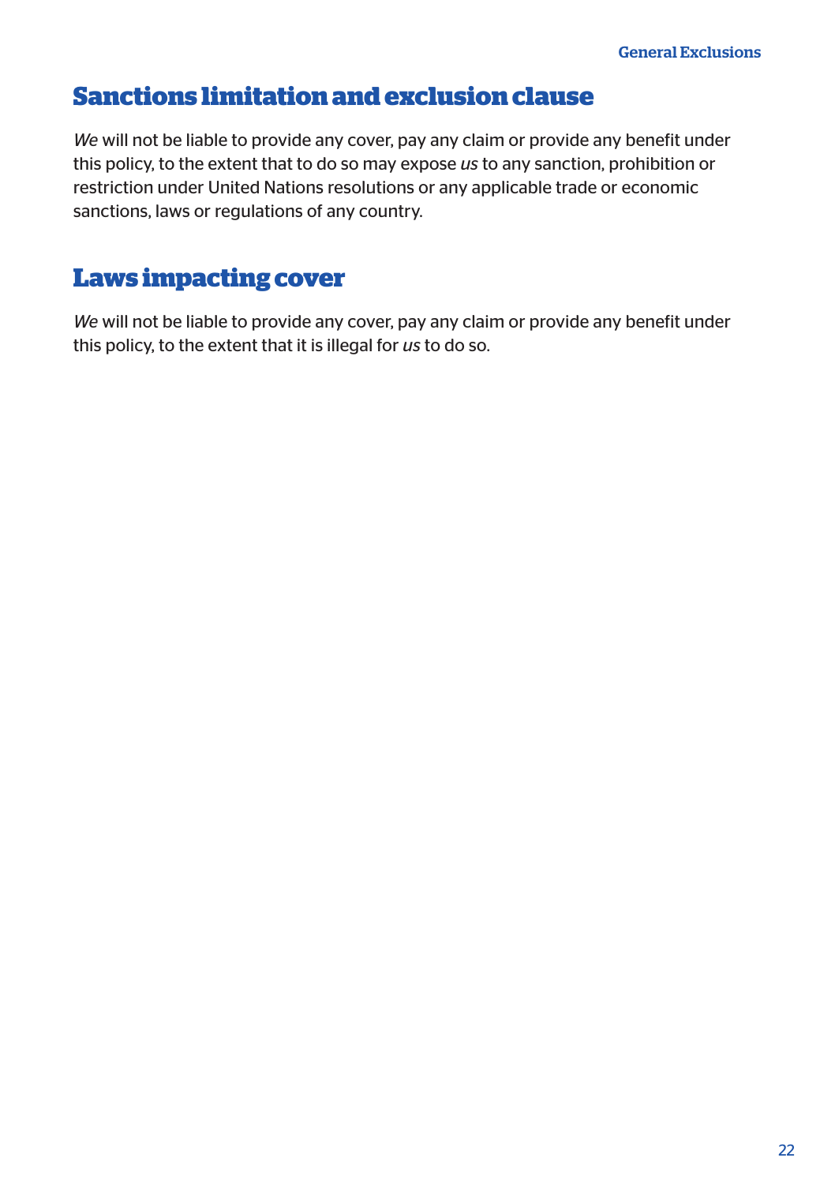## Sanctions limitation and exclusion clause

*We* will not be liable to provide any cover, pay any claim or provide any benefit under this policy, to the extent that to do so may expose *us* to any sanction, prohibition or restriction under United Nations resolutions or any applicable trade or economic sanctions, laws or regulations of any country.

## Laws impacting cover

*We* will not be liable to provide any cover, pay any claim or provide any benefit under this policy, to the extent that it is illegal for *us* to do so.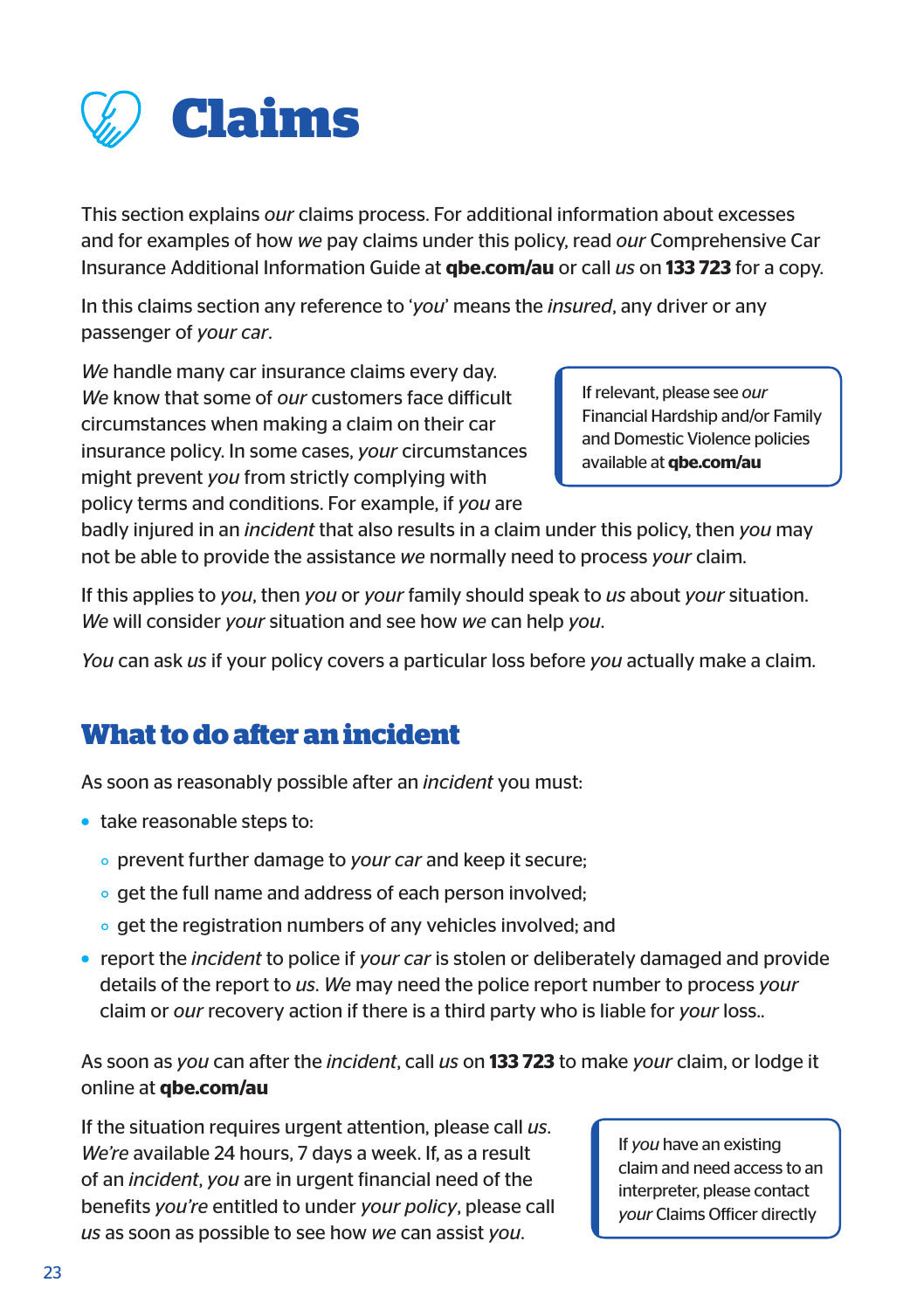# Claims

This section explains *our* claims process. For additional information about excesses and for examples of how *we* pay claims under this policy, read *our* Comprehensive Car Insurance Additional Information Guide at **qbe.com/au** or call *us* on **133 723** for a copy.

In this claims section any reference to '*you*' means the *insured*, any driver or any passenger of *your car*.

*We* handle many car insurance claims every day. *We* know that some of *our* customers face difficult circumstances when making a claim on their car insurance policy. In some cases, *your* circumstances might prevent *you* from strictly complying with policy terms and conditions. For example, if *you* are badly injured in an *incident* that also results in a claim under this policy, then *you* may not be able to provide the assistance *we* normally need to process *your* claim.

> If relevant, please see *our* Financial Hardship and/or Family and Domestic Violence policies available at **qbe.com/au**

If this applies to *you*, then *you* or *your* family should speak to *us* about *your* situation. *We* will consider *your* situation and see how *we* can help *you*.

*You* can ask *us* if your policy covers a particular loss before *you* actually make a claim.

## What to do after an incident

As soon as reasonably possible after an *incident* you must:

- take reasonable steps to:
  - prevent further damage to *your car* and keep it secure;
  - get the full name and address of each person involved;
  - get the registration numbers of any vehicles involved; and
- report the *incident* to police if *your car* is stolen or deliberately damaged and provide details of the report to *us*. *We* may need the police report number to process *your* claim or *our* recovery action if there is a third party who is liable for *your* loss..

As soon as *you* can after the *incident*, call *us* on **133 723** to make *your* claim, or lodge it online at **qbe.com/au**

If the situation requires urgent attention, please call *us*. *We're* available 24 hours, 7 days a week. If, as a result of an *incident*, *you* are in urgent financial need of the benefits *you're* entitled to under *your policy*, please call *us* as soon as possible to see how *we* can assist *you*.

> If *you* have an existing claim and need access to an interpreter, please contact *your* Claims Officer directly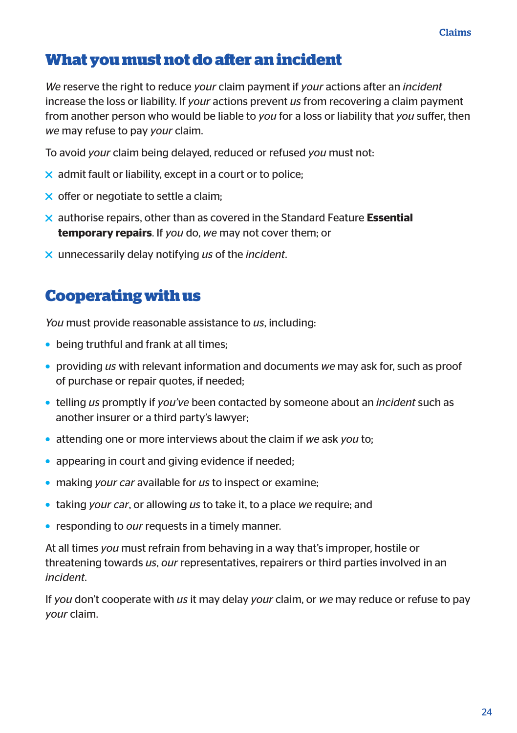## What you must not do after an incident

*We* reserve the right to reduce *your* claim payment if *your* actions after an *incident* increase the loss or liability. If *your* actions prevent *us* from recovering a claim payment from another person who would be liable to *you* for a loss or liability that *you* suffer, then *we* may refuse to pay *your* claim.

To avoid *your* claim being delayed, reduced or refused *you* must not:

- ✕ admit fault or liability, except in a court or to police;
- ✕ offer or negotiate to settle a claim;
- ✕ authorise repairs, other than as covered in the Standard Feature **Essential temporary repairs**. If *you* do, *we* may not cover them; or
- ✕ unnecessarily delay notifying *us* of the *incident*.

## Cooperating with us

*You* must provide reasonable assistance to *us*, including:

- being truthful and frank at all times;
- providing *us* with relevant information and documents *we* may ask for, such as proof of purchase or repair quotes, if needed;
- telling *us* promptly if *you've* been contacted by someone about an *incident* such as another insurer or a third party's lawyer;
- attending one or more interviews about the claim if *we* ask *you* to;
- appearing in court and giving evidence if needed;
- making *your car* available for *us* to inspect or examine;
- taking *your car*, or allowing *us* to take it, to a place *we* require; and
- responding to *our* requests in a timely manner.

At all times *you* must refrain from behaving in a way that's improper, hostile or threatening towards *us*, *our* representatives, repairers or third parties involved in an *incident*.

If *you* don't cooperate with *us* it may delay *your* claim, or *we* may reduce or refuse to pay *your* claim.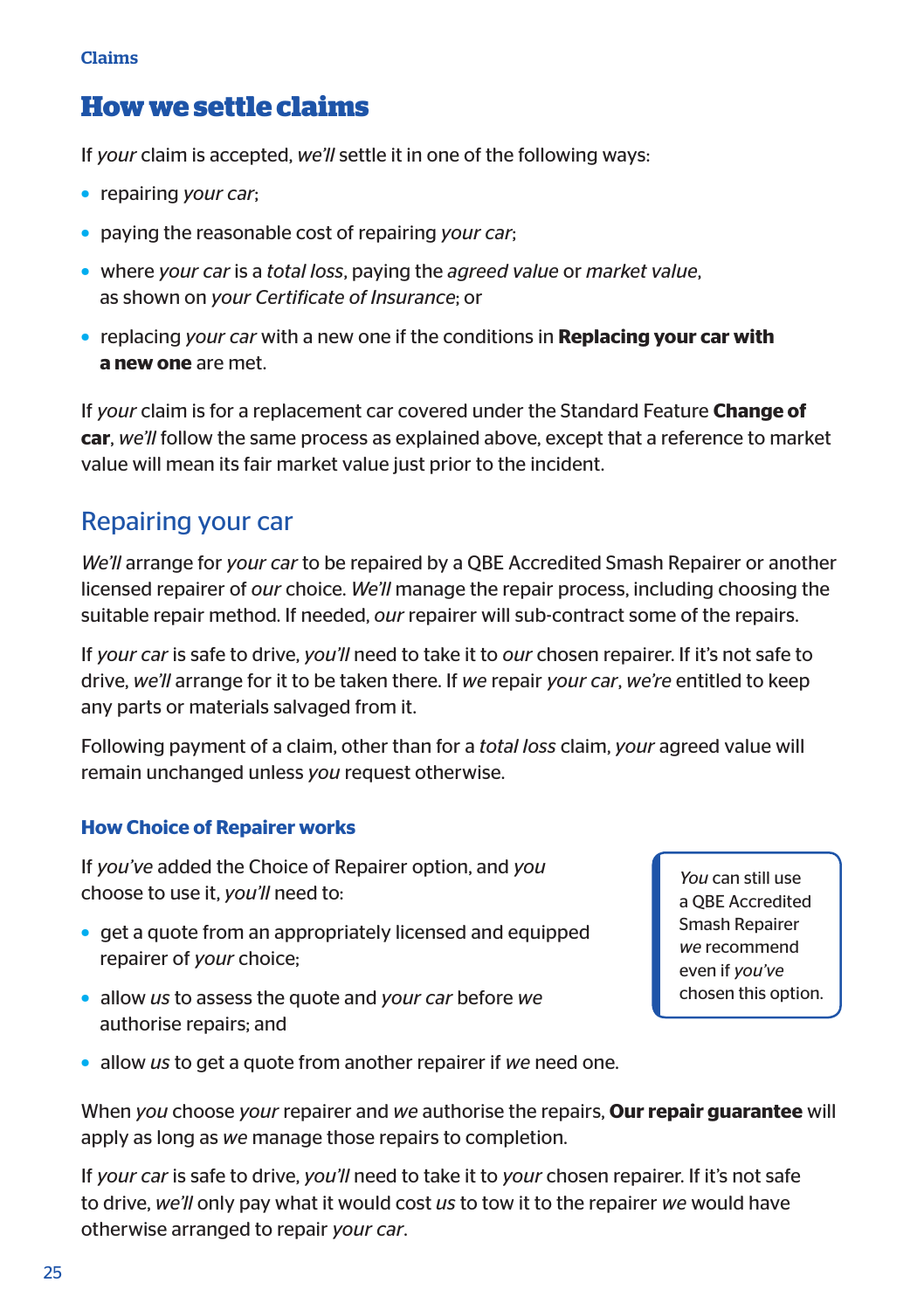# How we settle claims

If *your* claim is accepted, *we'll* settle it in one of the following ways:

- repairing *your car*;
- paying the reasonable cost of repairing *your car*;
- where *your car* is a *total loss*, paying the *agreed value* or *market value*, as shown on *your Certificate of Insurance*; or
- replacing *your car* with a new one if the conditions in **Replacing your car with a new one** are met.

If *your* claim is for a replacement car covered under the Standard Feature **Change of car**, *we'll* follow the same process as explained above, except that a reference to market value will mean its fair market value just prior to the incident.

## Repairing your car

*We'll* arrange for *your car* to be repaired by a QBE Accredited Smash Repairer or another licensed repairer of *our* choice. *We'll* manage the repair process, including choosing the suitable repair method. If needed, *our* repairer will sub-contract some of the repairs.

If *your car* is safe to drive, *you'll* need to take it to *our* chosen repairer. If it's not safe to drive, *we'll* arrange for it to be taken there. If *we* repair *your car*, *we're* entitled to keep any parts or materials salvaged from it.

Following payment of a claim, other than for a *total loss* claim, *your* agreed value will remain unchanged unless *you* request otherwise.

### How Choice of Repairer works

If *you've* added the Choice of Repairer option, and *you* choose to use it, *you'll* need to:

- get a quote from an appropriately licensed and equipped repairer of *your* choice;
- allow *us* to assess the quote and *your car* before *we* authorise repairs; and
- allow *us* to get a quote from another repairer if *we* need one.

*You* can still use a QBE Accredited Smash Repairer *we* recommend even if *you've* chosen this option.

When *you* choose *your* repairer and *we* authorise the repairs, **Our repair guarantee** will apply as long as *we* manage those repairs to completion.

If *your car* is safe to drive, *you'll* need to take it to *your* chosen repairer. If it's not safe to drive, *we'll* only pay what it would cost *us* to tow it to the repairer *we* would have otherwise arranged to repair *your car*.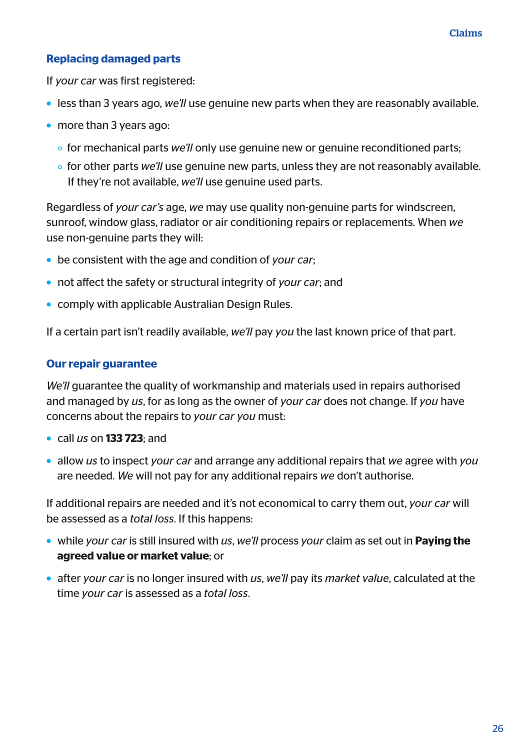## Replacing damaged parts

If *your car* was first registered:

- less than 3 years ago, *we'll* use genuine new parts when they are reasonably available.
- more than 3 years ago:
  - for mechanical parts *we'll* only use genuine new or genuine reconditioned parts;
  - for other parts *we'll* use genuine new parts, unless they are not reasonably available. If they're not available, *we'll* use genuine used parts.

Regardless of *your car's* age, *we* may use quality non-genuine parts for windscreen, sunroof, window glass, radiator or air conditioning repairs or replacements. When *we* use non-genuine parts they will:

- be consistent with the age and condition of *your car*;
- not affect the safety or structural integrity of *your car*; and
- comply with applicable Australian Design Rules.

If a certain part isn't readily available, *we'll* pay *you* the last known price of that part.

## Our repair guarantee

*We'll* guarantee the quality of workmanship and materials used in repairs authorised and managed by *us*, for as long as the owner of *your car* does not change. If *you* have concerns about the repairs to *your car you* must:

- call *us* on **133 723**; and
- allow *us* to inspect *your car* and arrange any additional repairs that *we* agree with *you* are needed. *We* will not pay for any additional repairs *we* don't authorise.

If additional repairs are needed and it's not economical to carry them out, *your car* will be assessed as a *total loss*. If this happens:

- while *your car* is still insured with *us*, *we'll* process *your* claim as set out in **Paying the agreed value or market value**; or
- after *your car* is no longer insured with *us*, *we'll* pay its *market value*, calculated at the time *your car* is assessed as a *total loss*.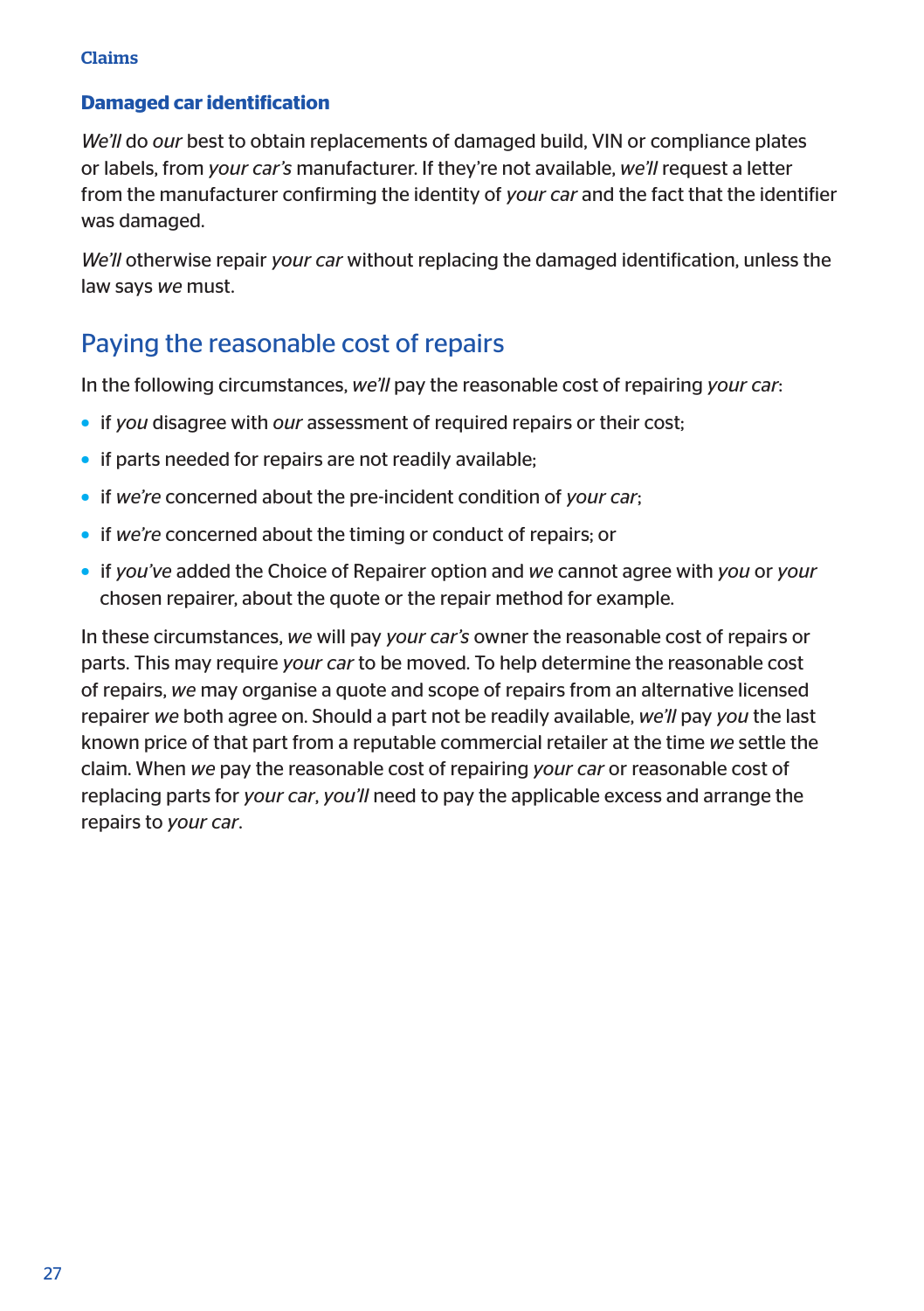### Damaged car identification

*We'll* do *our* best to obtain replacements of damaged build, VIN or compliance plates or labels, from *your car's* manufacturer. If they're not available, *we'll* request a letter from the manufacturer confirming the identity of *your car* and the fact that the identifier was damaged.

*We'll* otherwise repair *your car* without replacing the damaged identification, unless the law says *we* must.

## Paying the reasonable cost of repairs

In the following circumstances, *we'll* pay the reasonable cost of repairing *your car*:

- if *you* disagree with *our* assessment of required repairs or their cost;
- if parts needed for repairs are not readily available;
- if *we're* concerned about the pre-incident condition of *your car*;
- if *we're* concerned about the timing or conduct of repairs; or
- if *you've* added the Choice of Repairer option and *we* cannot agree with *you* or *your* chosen repairer, about the quote or the repair method for example.

In these circumstances, *we* will pay *your car's* owner the reasonable cost of repairs or parts. This may require *your car* to be moved. To help determine the reasonable cost of repairs, *we* may organise a quote and scope of repairs from an alternative licensed repairer *we* both agree on. Should a part not be readily available, *we'll* pay *you* the last known price of that part from a reputable commercial retailer at the time *we* settle the claim. When *we* pay the reasonable cost of repairing *your car* or reasonable cost of replacing parts for *your car*, *you'll* need to pay the applicable excess and arrange the repairs to *your car*.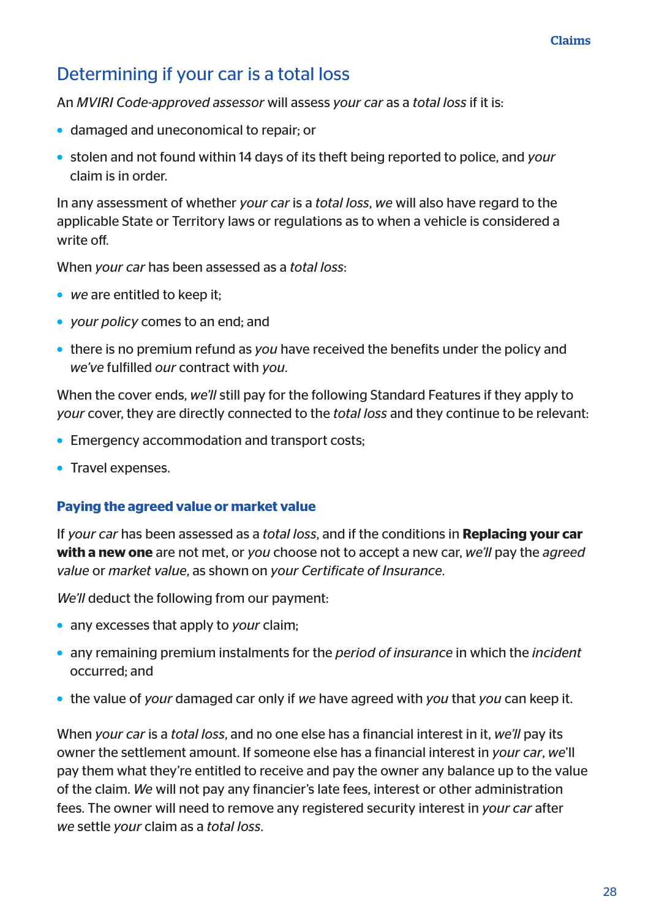## Determining if your car is a total loss

An *MVIRI Code-approved assessor* will assess *your car* as a *total loss* if it is:

- damaged and uneconomical to repair; or
- stolen and not found within 14 days of its theft being reported to police, and *your* claim is in order.

In any assessment of whether *your car* is a *total loss*, *we* will also have regard to the applicable State or Territory laws or regulations as to when a vehicle is considered a write off.

When *your car* has been assessed as a *total loss*:

- *we* are entitled to keep it;
- *your policy* comes to an end; and
- there is no premium refund as *you* have received the benefits under the policy and *we've* fulfilled *our* contract with *you*.

When the cover ends, *we'll* still pay for the following Standard Features if they apply to *your* cover, they are directly connected to the *total loss* and they continue to be relevant:

- Emergency accommodation and transport costs;
- Travel expenses.

### Paying the agreed value or market value

If *your car* has been assessed as a *total loss*, and if the conditions in **Replacing your car with a new one** are not met, or *you* choose not to accept a new car, *we'll* pay the *agreed value* or *market value*, as shown on *your Certificate of Insurance*.

*We'll* deduct the following from our payment:

- any excesses that apply to *your* claim;
- any remaining premium instalments for the *period of insurance* in which the *incident* occurred; and
- the value of *your* damaged car only if *we* have agreed with *you* that *you* can keep it.

When *your car* is a *total loss*, and no one else has a financial interest in it, *we'll* pay its owner the settlement amount. If someone else has a financial interest in *your car*, *we*'ll pay them what they're entitled to receive and pay the owner any balance up to the value of the claim. *We* will not pay any financier's late fees, interest or other administration fees. The owner will need to remove any registered security interest in *your car* after *we* settle *your* claim as a *total loss*.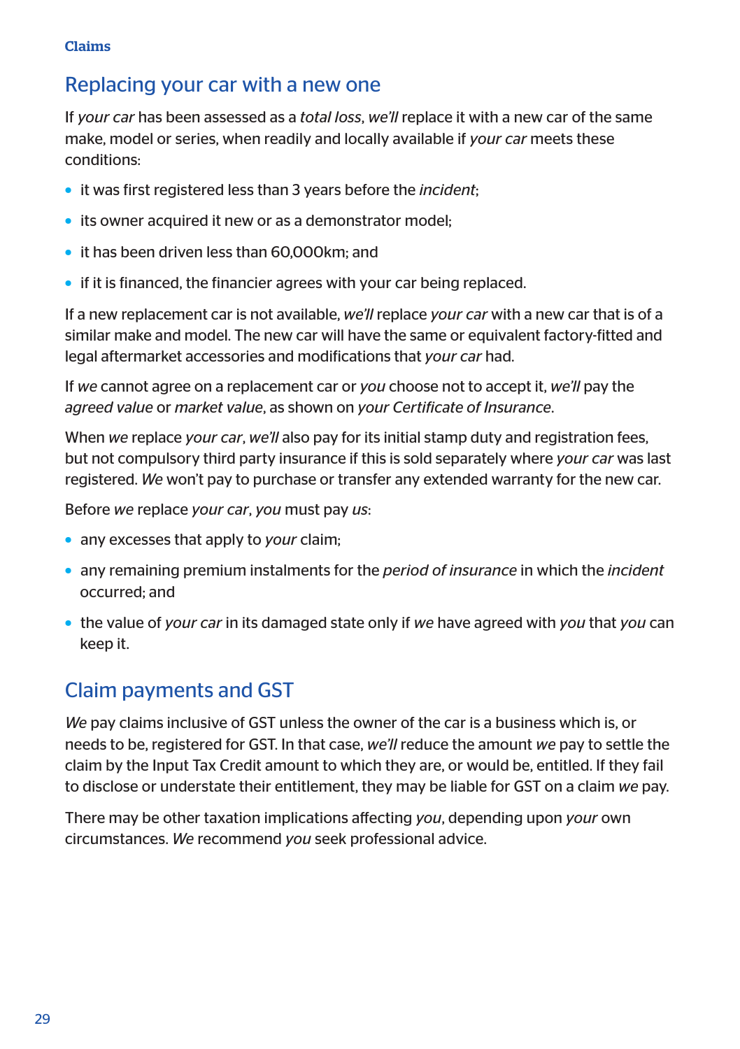## Replacing your car with a new one

If *your car* has been assessed as a *total loss*, *we'll* replace it with a new car of the same make, model or series, when readily and locally available if *your car* meets these conditions:

- it was first registered less than 3 years before the *incident*;
- its owner acquired it new or as a demonstrator model;
- it has been driven less than 60,000km; and
- if it is financed, the financier agrees with your car being replaced.

If a new replacement car is not available, *we'll* replace *your car* with a new car that is of a similar make and model. The new car will have the same or equivalent factory-fitted and legal aftermarket accessories and modifications that *your car* had.

If *we* cannot agree on a replacement car or *you* choose not to accept it, *we'll* pay the *agreed value* or *market value*, as shown on *your Certificate of Insurance*.

When *we* replace *your car*, *we'll* also pay for its initial stamp duty and registration fees, but not compulsory third party insurance if this is sold separately where *your car* was last registered. *We* won't pay to purchase or transfer any extended warranty for the new car.

Before *we* replace *your car*, *you* must pay *us*:

- any excesses that apply to *your* claim;
- any remaining premium instalments for the *period of insurance* in which the *incident* occurred; and
- the value of *your car* in its damaged state only if *we* have agreed with *you* that *you* can keep it.

## Claim payments and GST

*We* pay claims inclusive of GST unless the owner of the car is a business which is, or needs to be, registered for GST. In that case, *we'll* reduce the amount *we* pay to settle the claim by the Input Tax Credit amount to which they are, or would be, entitled. If they fail to disclose or understate their entitlement, they may be liable for GST on a claim *we* pay.

There may be other taxation implications affecting *you*, depending upon *your* own circumstances. *We* recommend *you* seek professional advice.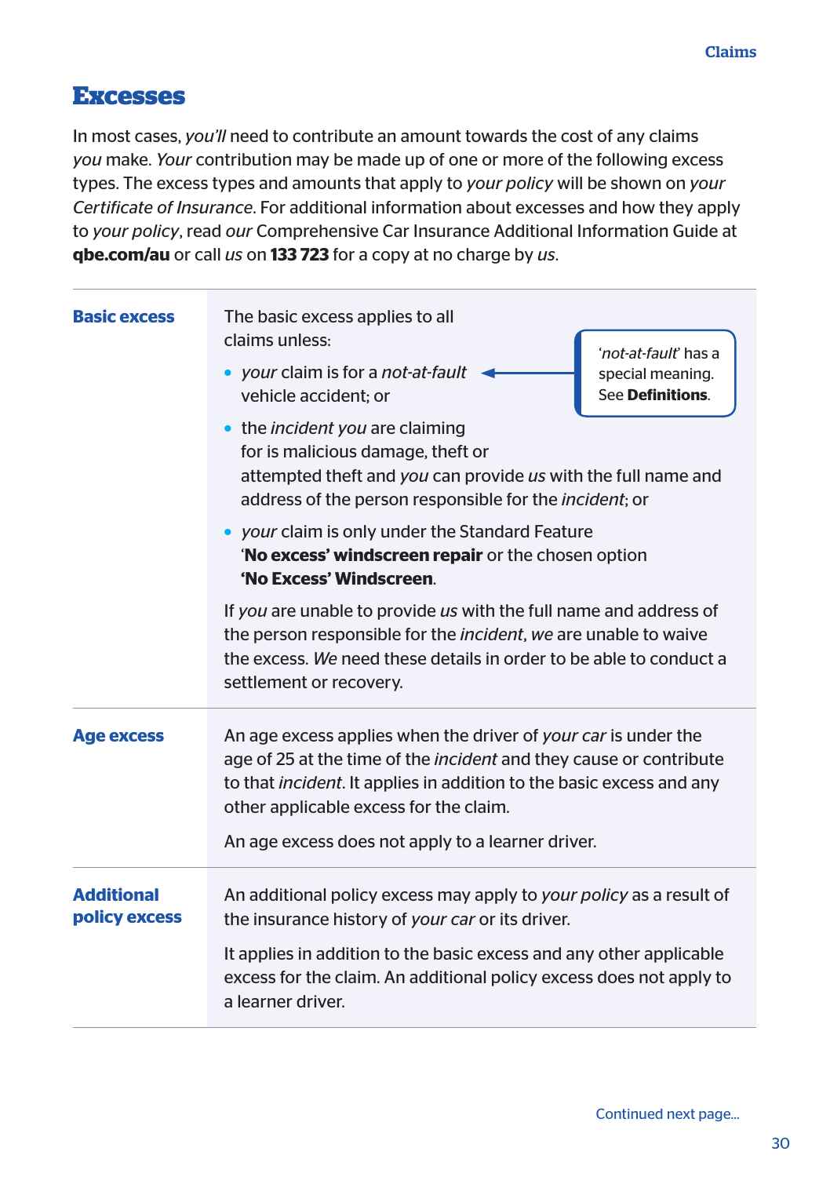## Excesses

In most cases, *you'll* need to contribute an amount towards the cost of any claims *you* make. *Your* contribution may be made up of one or more of the following excess types. The excess types and amounts that apply to *your policy* will be shown on *your Certificate of Insurance*. For additional information about excesses and how they apply to *your policy*, read *our* Comprehensive Car Insurance Additional Information Guide at **qbe.com/au** or call *us* on **133 723** for a copy at no charge by *us*.

**Basic excess**

The basic excess applies to all claims unless:

- *your* claim is for a *not-at-fault* vehicle accident; or
- the *incident you* are claiming for is malicious damage, theft or attempted theft and *you* can provide *us* with the full name and address of the person responsible for the *incident*; or
- *your* claim is only under the Standard Feature '**No excess' windscreen repair** or the chosen option **'No Excess' Windscreen**.

'*not-at-fault*' has a special meaning. See **Definitions**.

If *you* are unable to provide *us* with the full name and address of the person responsible for the *incident*, *we* are unable to waive the excess. *We* need these details in order to be able to conduct a settlement or recovery.

**Age excess**

An age excess applies when the driver of *your car* is under the age of 25 at the time of the *incident* and they cause or contribute to that *incident*. It applies in addition to the basic excess and any other applicable excess for the claim.

An age excess does not apply to a learner driver.

**Additional policy excess**

An additional policy excess may apply to *your policy* as a result of the insurance history of *your car* or its driver.

It applies in addition to the basic excess and any other applicable excess for the claim. An additional policy excess does not apply to a learner driver.

Continued next page...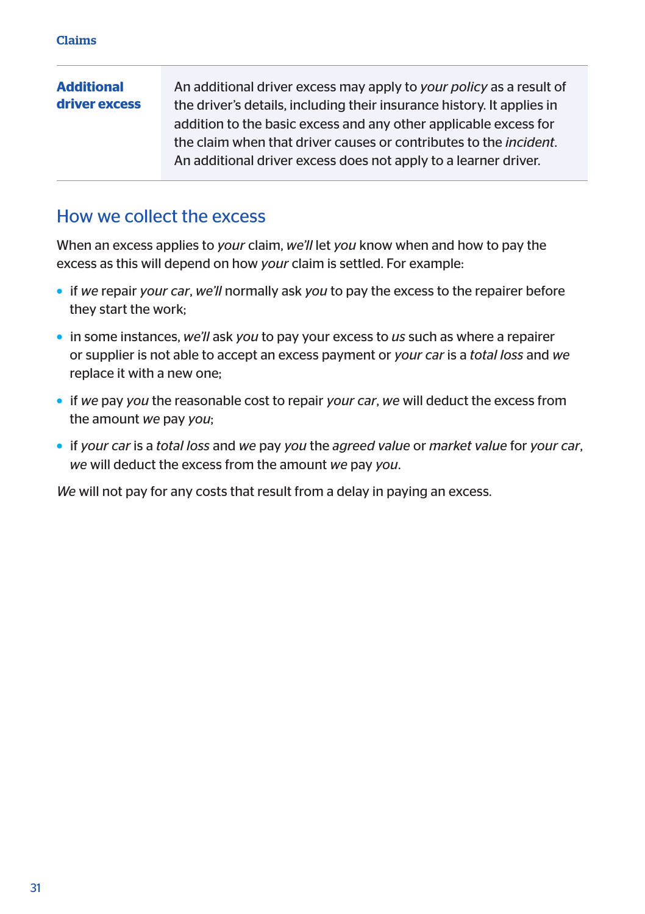| | |
|---|---|
| **Additional driver excess** | An additional driver excess may apply to *your policy* as a result of the driver's details, including their insurance history. It applies in addition to the basic excess and any other applicable excess for the claim when that driver causes or contributes to the *incident*. An additional driver excess does not apply to a learner driver. |

## How we collect the excess

When an excess applies to *your* claim, *we'll* let *you* know when and how to pay the excess as this will depend on how *your* claim is settled. For example:

- if *we* repair *your car*, *we'll* normally ask *you* to pay the excess to the repairer before they start the work;
- in some instances, *we'll* ask *you* to pay your excess to *us* such as where a repairer or supplier is not able to accept an excess payment or *your car* is a *total loss* and *we* replace it with a new one;
- if *we* pay *you* the reasonable cost to repair *your car*, *we* will deduct the excess from the amount *we* pay *you*;
- if *your car* is a *total loss* and *we* pay *you* the *agreed value* or *market value* for *your car*, *we* will deduct the excess from the amount *we* pay *you*.

*We* will not pay for any costs that result from a delay in paying an excess.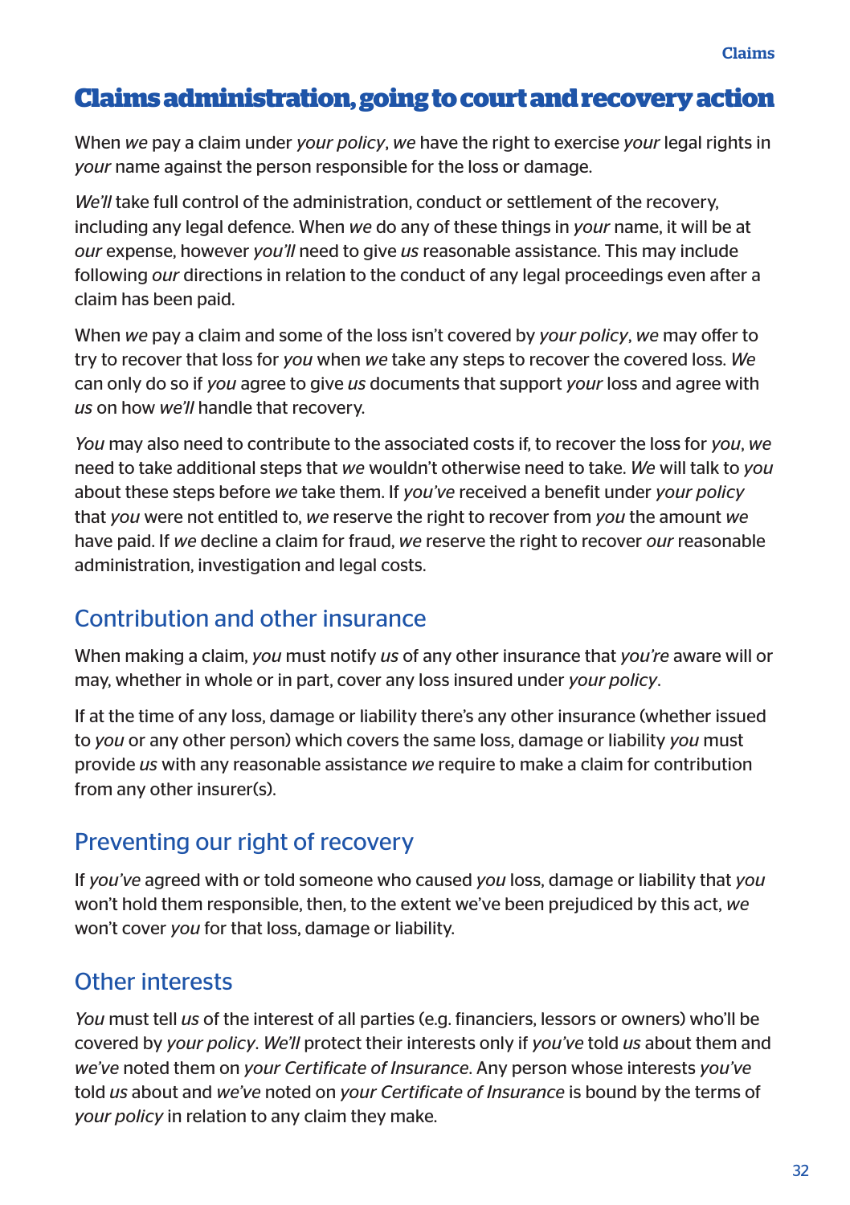## Claims administration, going to court and recovery action

When *we* pay a claim under *your policy*, *we* have the right to exercise *your* legal rights in *your* name against the person responsible for the loss or damage.

*We'll* take full control of the administration, conduct or settlement of the recovery, including any legal defence. When *we* do any of these things in *your* name, it will be at *our* expense, however *you'll* need to give *us* reasonable assistance. This may include following *our* directions in relation to the conduct of any legal proceedings even after a claim has been paid.

When *we* pay a claim and some of the loss isn't covered by *your policy*, *we* may offer to try to recover that loss for *you* when *we* take any steps to recover the covered loss. *We* can only do so if *you* agree to give *us* documents that support *your* loss and agree with *us* on how *we'll* handle that recovery.

*You* may also need to contribute to the associated costs if, to recover the loss for *you*, *we* need to take additional steps that *we* wouldn't otherwise need to take. *We* will talk to *you* about these steps before *we* take them. If *you've* received a benefit under *your policy* that *you* were not entitled to, *we* reserve the right to recover from *you* the amount *we* have paid. If *we* decline a claim for fraud, *we* reserve the right to recover *our* reasonable administration, investigation and legal costs.

### Contribution and other insurance

When making a claim, *you* must notify *us* of any other insurance that *you're* aware will or may, whether in whole or in part, cover any loss insured under *your policy*.

If at the time of any loss, damage or liability there's any other insurance (whether issued to *you* or any other person) which covers the same loss, damage or liability *you* must provide *us* with any reasonable assistance *we* require to make a claim for contribution from any other insurer(s).

### Preventing our right of recovery

If *you've* agreed with or told someone who caused *you* loss, damage or liability that *you* won't hold them responsible, then, to the extent we've been prejudiced by this act, *we* won't cover *you* for that loss, damage or liability.

### Other interests

*You* must tell *us* of the interest of all parties (e.g. financiers, lessors or owners) who'll be covered by *your policy*. *We'll* protect their interests only if *you've* told *us* about them and *we've* noted them on *your Certificate of Insurance*. Any person whose interests *you've* told *us* about and *we've* noted on *your Certificate of Insurance* is bound by the terms of *your policy* in relation to any claim they make.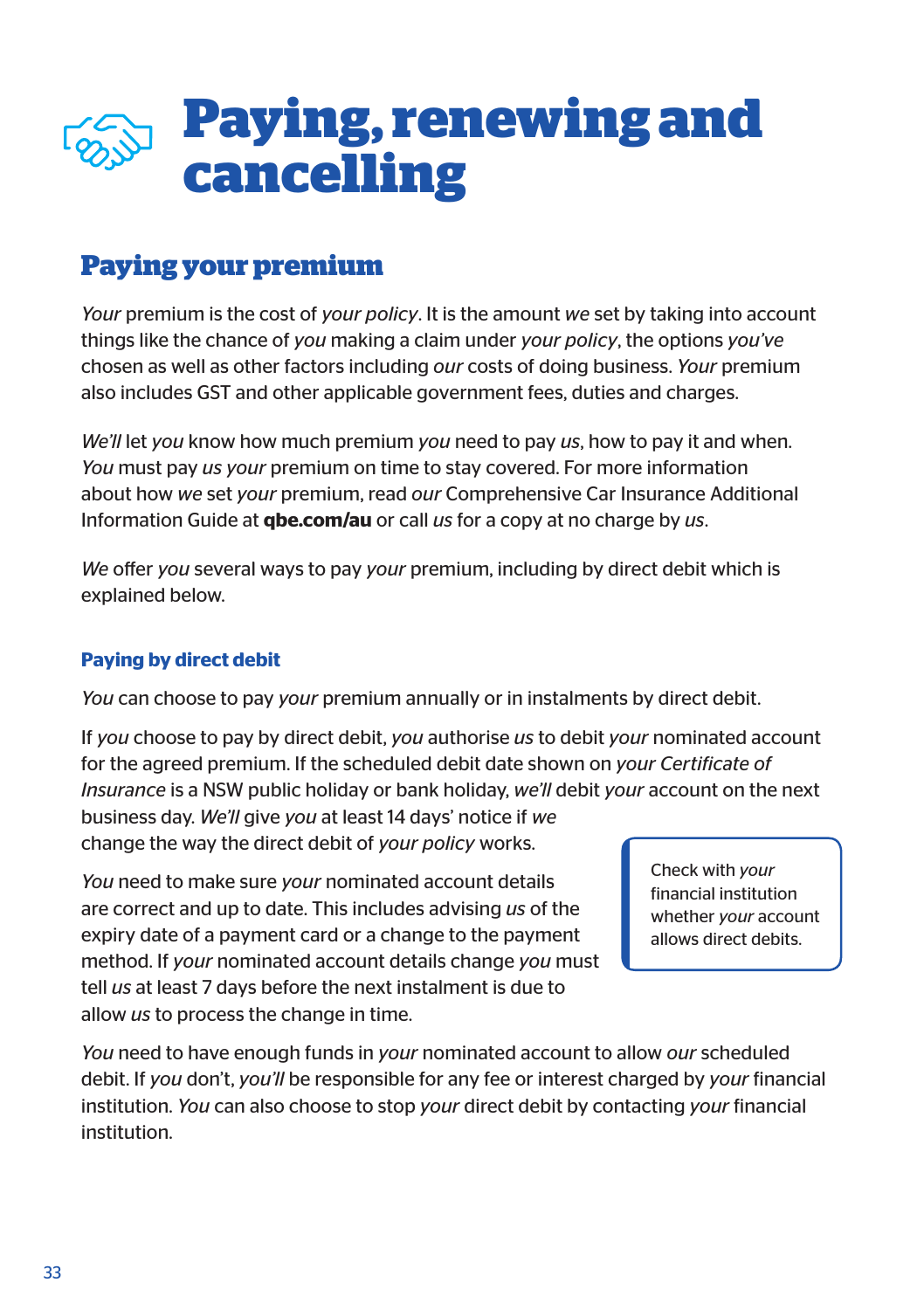# Paying, renewing and cancelling

## Paying your premium

*Your* premium is the cost of *your policy*. It is the amount *we* set by taking into account things like the chance of *you* making a claim under *your policy*, the options *you've* chosen as well as other factors including *our* costs of doing business. *Your* premium also includes GST and other applicable government fees, duties and charges.

*We'll* let *you* know how much premium *you* need to pay *us*, how to pay it and when. *You* must pay *us your* premium on time to stay covered. For more information about how *we* set *your* premium, read *our* Comprehensive Car Insurance Additional Information Guide at **qbe.com/au** or call *us* for a copy at no charge by *us*.

*We* offer *you* several ways to pay *your* premium, including by direct debit which is explained below.

### Paying by direct debit

*You* can choose to pay *your* premium annually or in instalments by direct debit.

If *you* choose to pay by direct debit, *you* authorise *us* to debit *your* nominated account for the agreed premium. If the scheduled debit date shown on *your Certificate of Insurance* is a NSW public holiday or bank holiday, *we'll* debit *your* account on the next business day. *We'll* give *you* at least 14 days' notice if *we* change the way the direct debit of *your policy* works.

*You* need to make sure *your* nominated account details are correct and up to date. This includes advising *us* of the expiry date of a payment card or a change to the payment method. If *your* nominated account details change *you* must tell *us* at least 7 days before the next instalment is due to allow *us* to process the change in time.

> Check with *your* financial institution whether *your* account allows direct debits.

*You* need to have enough funds in *your* nominated account to allow *our* scheduled debit. If *you* don't, *you'll* be responsible for any fee or interest charged by *your* financial institution. *You* can also choose to stop *your* direct debit by contacting *your* financial institution.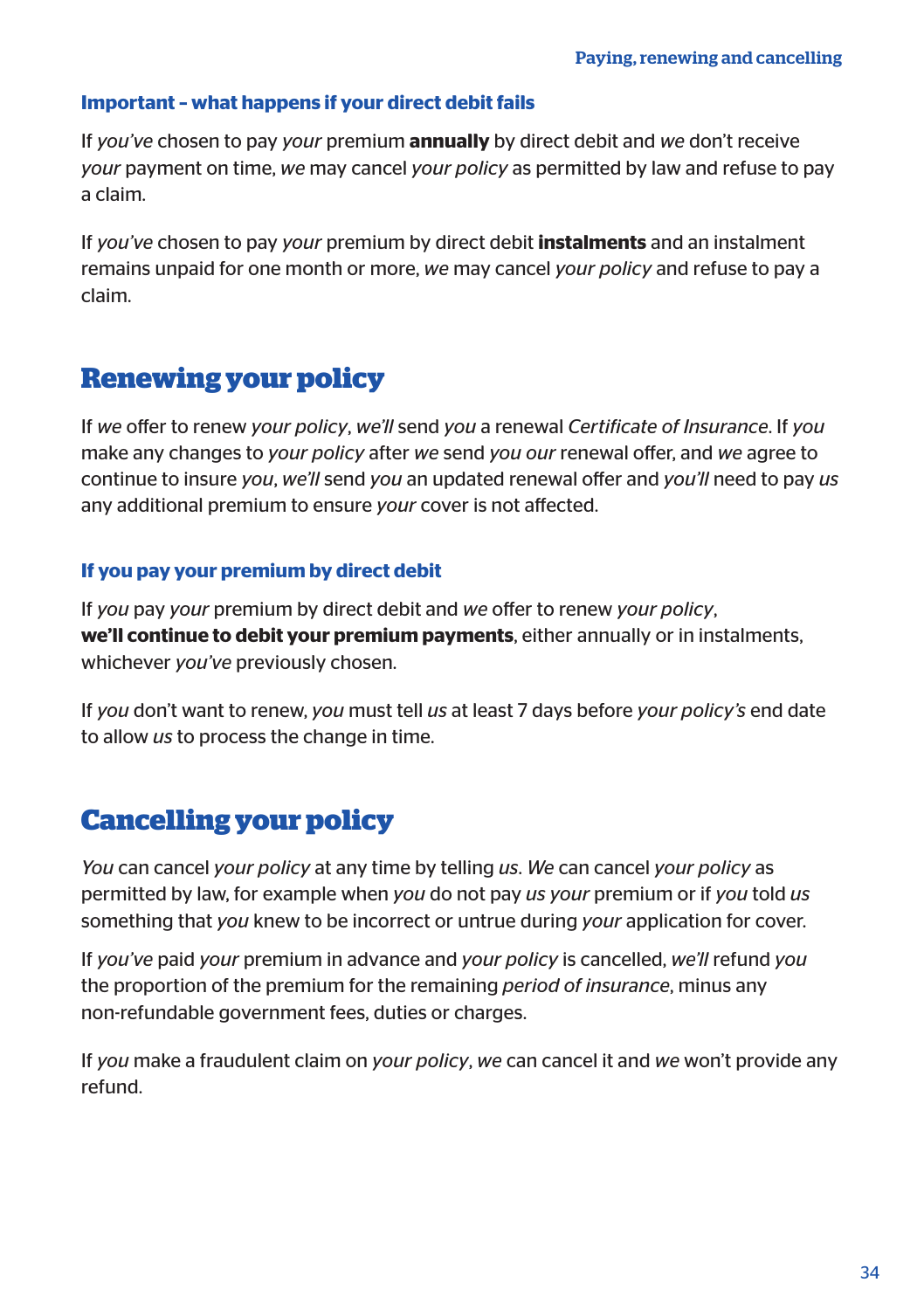### Important – what happens if your direct debit fails

If *you've* chosen to pay *your* premium **annually** by direct debit and *we* don't receive *your* payment on time, *we* may cancel *your policy* as permitted by law and refuse to pay a claim.

If *you've* chosen to pay *your* premium by direct debit **instalments** and an instalment remains unpaid for one month or more, *we* may cancel *your policy* and refuse to pay a claim.

## Renewing your policy

If *we* offer to renew *your policy*, *we'll* send *you* a renewal *Certificate of Insurance*. If *you* make any changes to *your policy* after *we* send *you our* renewal offer, and *we* agree to continue to insure *you*, *we'll* send *you* an updated renewal offer and *you'll* need to pay *us* any additional premium to ensure *your* cover is not affected.

### If you pay your premium by direct debit

If *you* pay *your* premium by direct debit and *we* offer to renew *your policy*, **we'll continue to debit your premium payments**, either annually or in instalments, whichever *you've* previously chosen.

If *you* don't want to renew, *you* must tell *us* at least 7 days before *your policy's* end date to allow *us* to process the change in time.

## Cancelling your policy

*You* can cancel *your policy* at any time by telling *us*. *We* can cancel *your policy* as permitted by law, for example when *you* do not pay *us your* premium or if *you* told *us* something that *you* knew to be incorrect or untrue during *your* application for cover.

If *you've* paid *your* premium in advance and *your policy* is cancelled, *we'll* refund *you* the proportion of the premium for the remaining *period of insurance*, minus any non-refundable government fees, duties or charges.

If *you* make a fraudulent claim on *your policy*, *we* can cancel it and *we* won't provide any refund.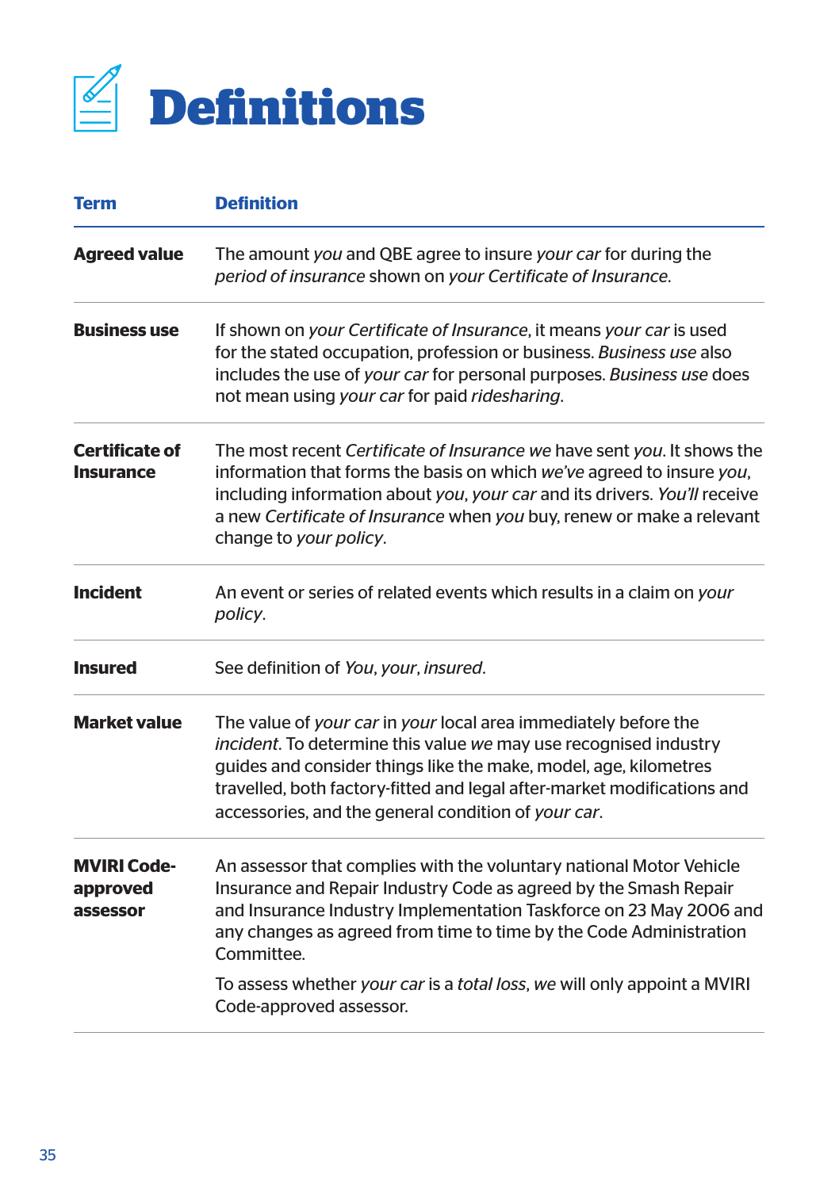# Definitions

| Term | Definition |
|---|---|
| **Agreed value** | The amount *you* and QBE agree to insure *your car* for during the *period of insurance* shown on *your Certificate of Insurance*. |
| **Business use** | If shown on *your Certificate of Insurance*, it means *your car* is used for the stated occupation, profession or business. *Business use* also includes the use of *your car* for personal purposes. *Business use* does not mean using *your car* for paid *ridesharing*. |
| **Certificate of Insurance** | The most recent *Certificate of Insurance we* have sent *you*. It shows the information that forms the basis on which *we've* agreed to insure *you*, including information about *you*, *your car* and its drivers. *You'll* receive a new *Certificate of Insurance* when *you* buy, renew or make a relevant change to *your policy*. |
| **Incident** | An event or series of related events which results in a claim on *your policy*. |
| **Insured** | See definition of *You*, *your*, *insured*. |
| **Market value** | The value of *your car* in *your* local area immediately before the *incident*. To determine this value *we* may use recognised industry guides and consider things like the make, model, age, kilometres travelled, both factory-fitted and legal after-market modifications and accessories, and the general condition of *your car*. |
| **MVIRI Code-approved assessor** | An assessor that complies with the voluntary national Motor Vehicle Insurance and Repair Industry Code as agreed by the Smash Repair and Insurance Industry Implementation Taskforce on 23 May 2006 and any changes as agreed from time to time by the Code Administration Committee. <br><br> To assess whether *your car* is a *total loss*, *we* will only appoint a MVIRI Code-approved assessor. |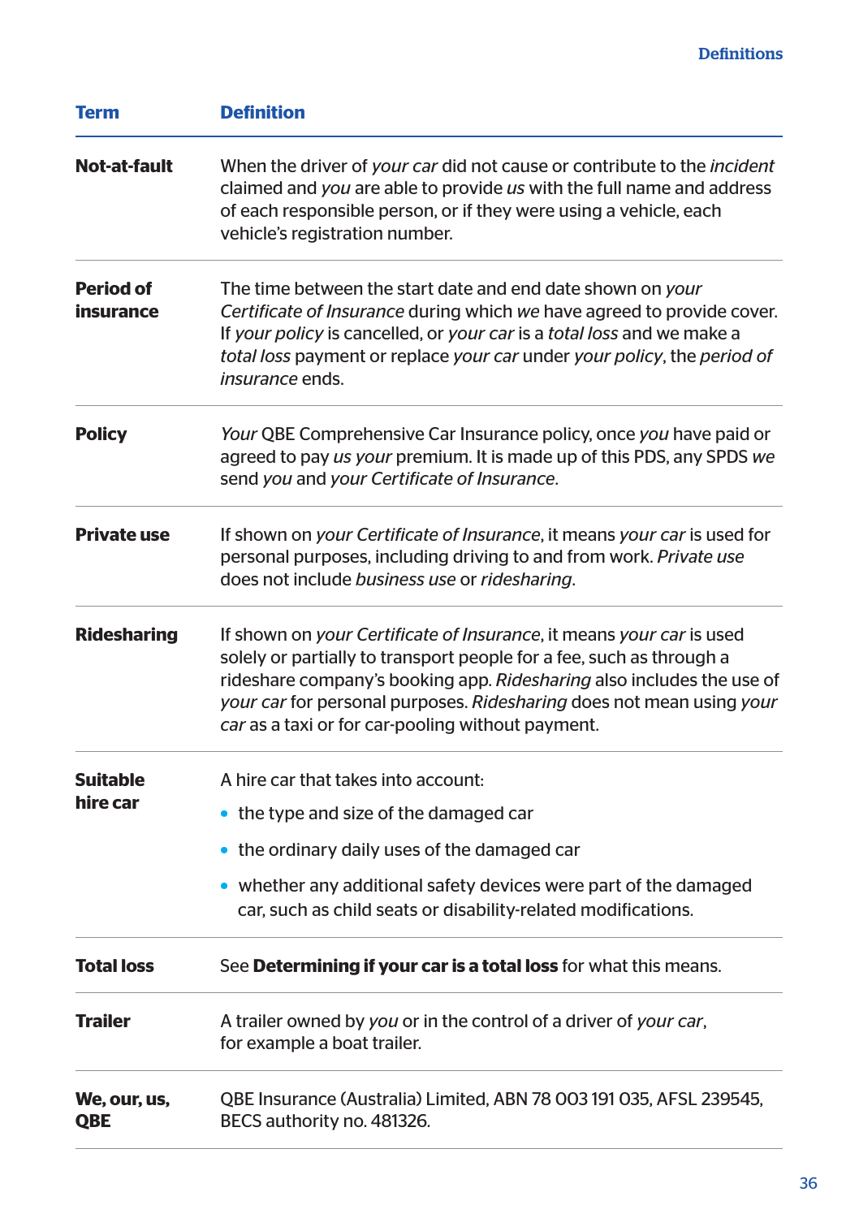| Term | Definition |
|---|---|
| **Not-at-fault** | When the driver of *your car* did not cause or contribute to the *incident* claimed and *you* are able to provide *us* with the full name and address of each responsible person, or if they were using a vehicle, each vehicle's registration number. |
| **Period of insurance** | The time between the start date and end date shown on *your Certificate of Insurance* during which *we* have agreed to provide cover. If *your policy* is cancelled, or *your car* is a *total loss* and we make a *total loss* payment or replace *your car* under *your policy*, the *period of insurance* ends. |
| **Policy** | *Your* QBE Comprehensive Car Insurance policy, once *you* have paid or agreed to pay *us your* premium. It is made up of this PDS, any SPDS *we* send *you* and *your Certificate of Insurance*. |
| **Private use** | If shown on *your Certificate of Insurance*, it means *your car* is used for personal purposes, including driving to and from work. *Private use* does not include *business use* or *ridesharing*. |
| **Ridesharing** | If shown on *your Certificate of Insurance*, it means *your car* is used solely or partially to transport people for a fee, such as through a rideshare company's booking app. *Ridesharing* also includes the use of *your car* for personal purposes. *Ridesharing* does not mean using *your car* as a taxi or for car-pooling without payment. |
| **Suitable hire car** | A hire car that takes into account:<br>• the type and size of the damaged car<br>• the ordinary daily uses of the damaged car<br>• whether any additional safety devices were part of the damaged car, such as child seats or disability-related modifications. |
| **Total loss** | See **Determining if your car is a total loss** for what this means. |
| **Trailer** | A trailer owned by *you* or in the control of a driver of *your car*, for example a boat trailer. |
| **We, our, us, QBE** | QBE Insurance (Australia) Limited, ABN 78 003 191 035, AFSL 239545, BECS authority no. 481326. |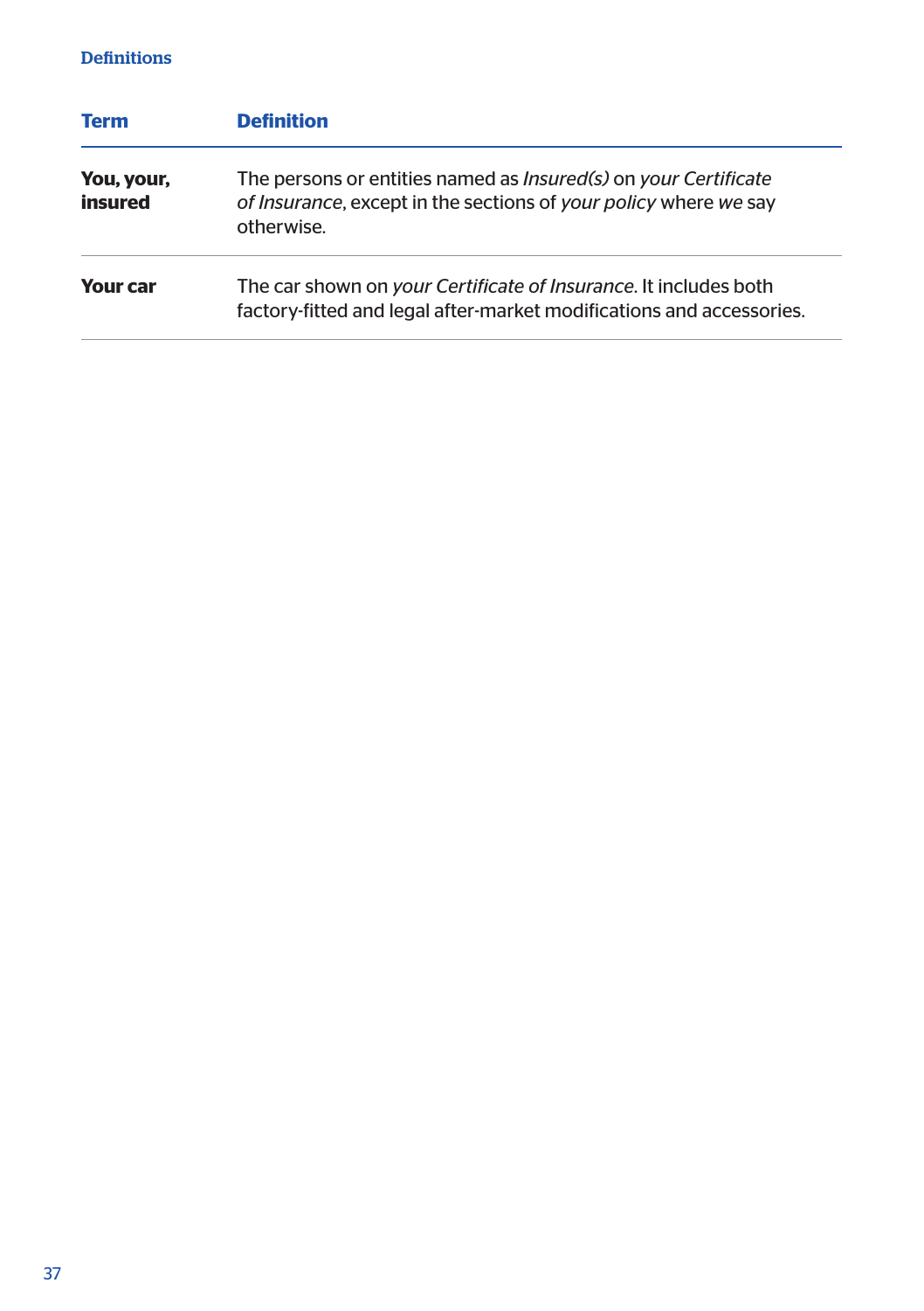Definitions

| **Term** | **Definition** |
| --- | --- |
| **You, your, insured** | The persons or entities named as *Insured(s)* on *your Certificate of Insurance*, except in the sections of *your policy* where *we* say otherwise. |
| **Your car** | The car shown on *your Certificate of Insurance*. It includes both factory-fitted and legal after-market modifications and accessories. |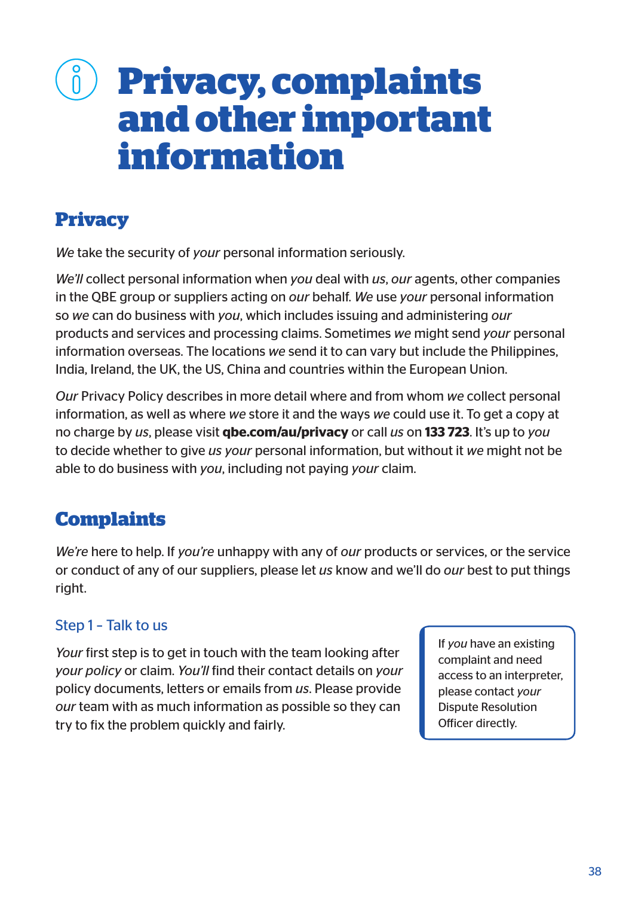# Privacy, complaints and other important information

## Privacy

*We* take the security of *your* personal information seriously.

*We'll* collect personal information when *you* deal with *us*, *our* agents, other companies in the QBE group or suppliers acting on *our* behalf. *We* use *your* personal information so *we* can do business with *you*, which includes issuing and administering *our* products and services and processing claims. Sometimes *we* might send *your* personal information overseas. The locations *we* send it to can vary but include the Philippines, India, Ireland, the UK, the US, China and countries within the European Union.

*Our* Privacy Policy describes in more detail where and from whom *we* collect personal information, as well as where *we* store it and the ways *we* could use it. To get a copy at no charge by *us*, please visit **qbe.com/au/privacy** or call *us* on **133 723**. It's up to *you* to decide whether to give *us your* personal information, but without it *we* might not be able to do business with *you*, including not paying *your* claim.

## Complaints

*We're* here to help. If *you're* unhappy with any of *our* products or services, or the service or conduct of any of our suppliers, please let *us* know and we'll do *our* best to put things right.

### Step 1 – Talk to us

*Your* first step is to get in touch with the team looking after *your policy* or claim. *You'll* find their contact details on *your* policy documents, letters or emails from *us*. Please provide *our* team with as much information as possible so they can try to fix the problem quickly and fairly.

> If *you* have an existing complaint and need access to an interpreter, please contact *your* Dispute Resolution Officer directly.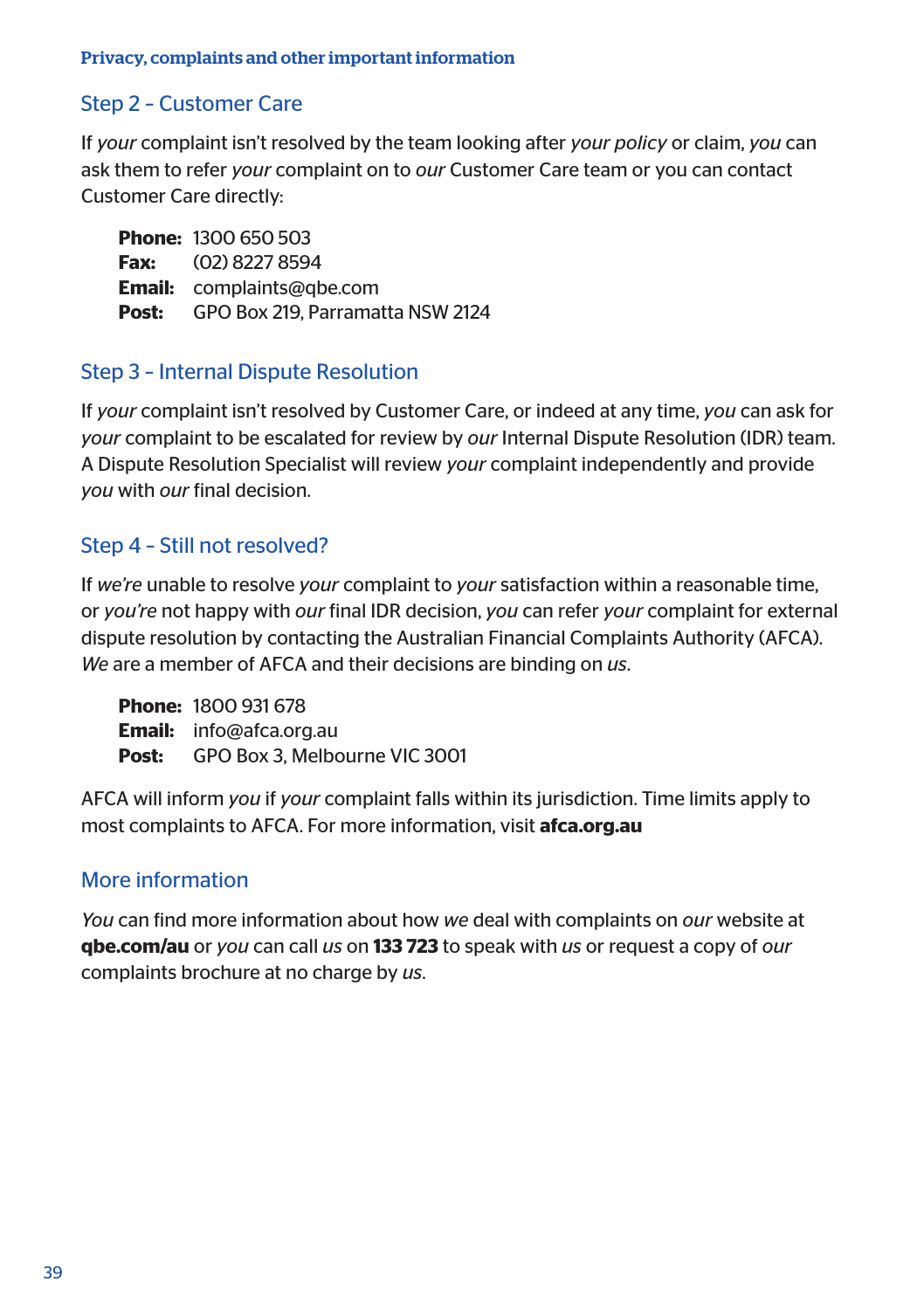## Step 2 – Customer Care

If *your* complaint isn't resolved by the team looking after *your policy* or claim, *you* can ask them to refer *your* complaint on to *our* Customer Care team or you can contact Customer Care directly:

**Phone:** 1300 650 503
**Fax:** (02) 8227 8594
**Email:** complaints@qbe.com
**Post:** GPO Box 219, Parramatta NSW 2124

## Step 3 – Internal Dispute Resolution

If *your* complaint isn't resolved by Customer Care, or indeed at any time, *you* can ask for *your* complaint to be escalated for review by *our* Internal Dispute Resolution (IDR) team. A Dispute Resolution Specialist will review *your* complaint independently and provide *you* with *our* final decision.

## Step 4 – Still not resolved?

If *we're* unable to resolve *your* complaint to *your* satisfaction within a reasonable time, or *you're* not happy with *our* final IDR decision, *you* can refer *your* complaint for external dispute resolution by contacting the Australian Financial Complaints Authority (AFCA). *We* are a member of AFCA and their decisions are binding on *us*.

**Phone:** 1800 931 678
**Email:** info@afca.org.au
**Post:** GPO Box 3, Melbourne VIC 3001

AFCA will inform *you* if *your* complaint falls within its jurisdiction. Time limits apply to most complaints to AFCA. For more information, visit **afca.org.au**

## More information

*You* can find more information about how *we* deal with complaints on *our* website at **qbe.com/au** or *you* can call *us* on **133 723** to speak with *us* or request a copy of *our* complaints brochure at no charge by *us*.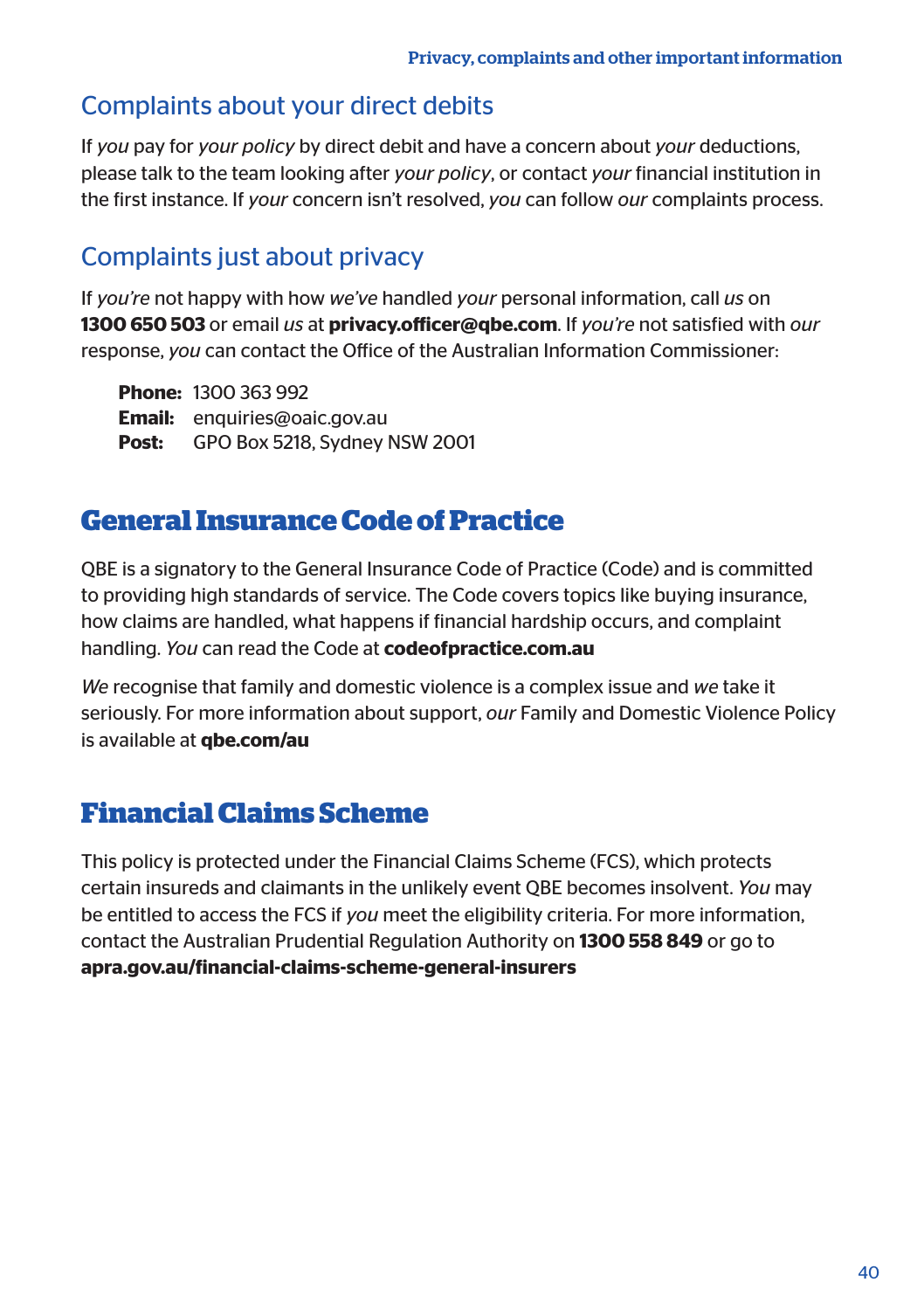## Complaints about your direct debits

If *you* pay for *your policy* by direct debit and have a concern about *your* deductions, please talk to the team looking after *your policy*, or contact *your* financial institution in the first instance. If *your* concern isn't resolved, *you* can follow *our* complaints process.

## Complaints just about privacy

If *you're* not happy with how *we've* handled *your* personal information, call *us* on **1300 650 503** or email *us* at **privacy.officer@qbe.com**. If *you're* not satisfied with *our* response, *you* can contact the Office of the Australian Information Commissioner:

**Phone:** 1300 363 992
**Email:** enquiries@oaic.gov.au
**Post:** GPO Box 5218, Sydney NSW 2001

# General Insurance Code of Practice

QBE is a signatory to the General Insurance Code of Practice (Code) and is committed to providing high standards of service. The Code covers topics like buying insurance, how claims are handled, what happens if financial hardship occurs, and complaint handling. *You* can read the Code at **codeofpractice.com.au**

*We* recognise that family and domestic violence is a complex issue and *we* take it seriously. For more information about support, *our* Family and Domestic Violence Policy is available at **qbe.com/au**

# Financial Claims Scheme

This policy is protected under the Financial Claims Scheme (FCS), which protects certain insureds and claimants in the unlikely event QBE becomes insolvent. *You* may be entitled to access the FCS if *you* meet the eligibility criteria. For more information, contact the Australian Prudential Regulation Authority on **1300 558 849** or go to **apra.gov.au/financial-claims-scheme-general-insurers**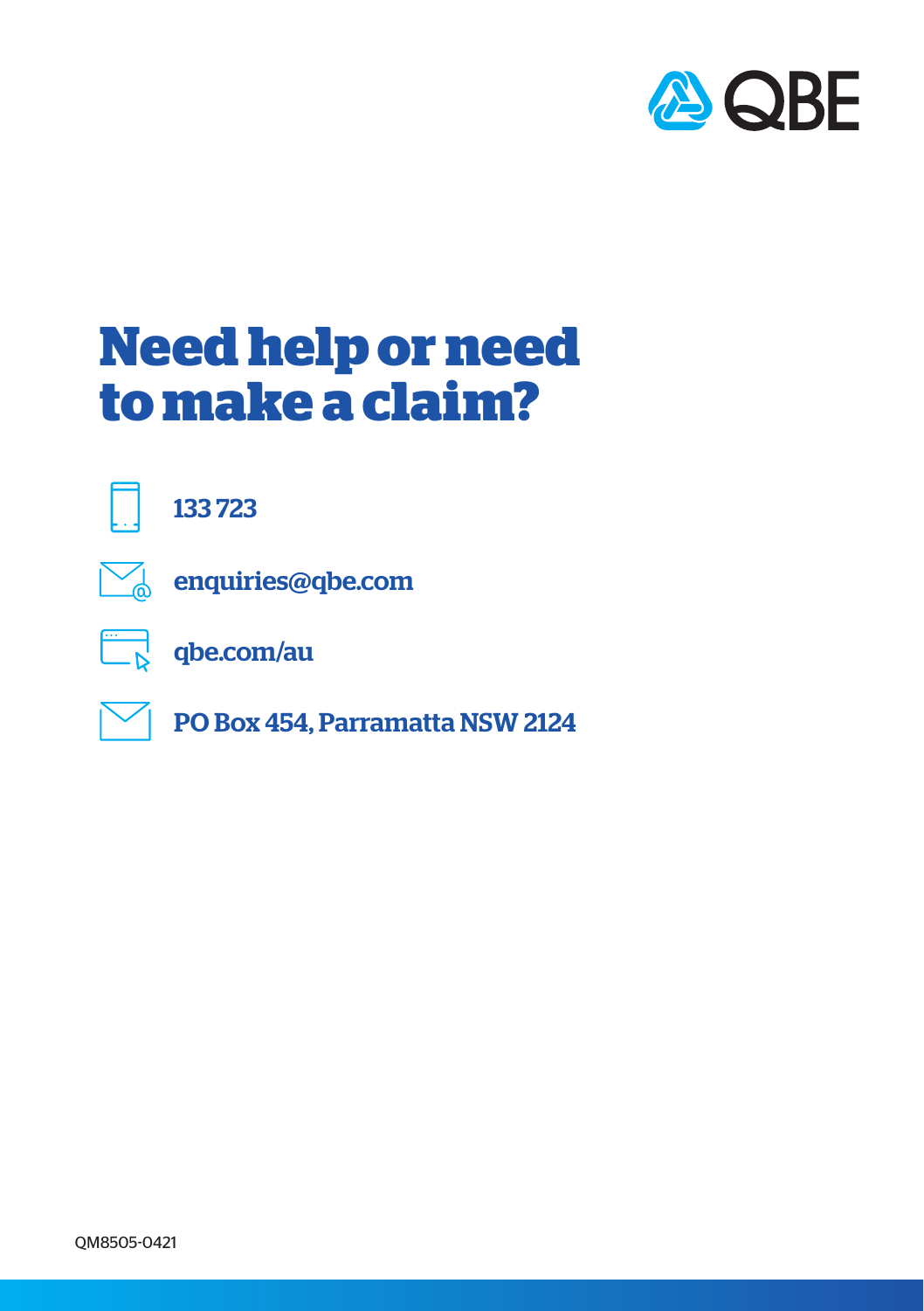QBE

# Need help or need to make a claim?

133 723

enquiries@qbe.com

qbe.com/au

PO Box 454, Parramatta NSW 2124

QM8505-0421